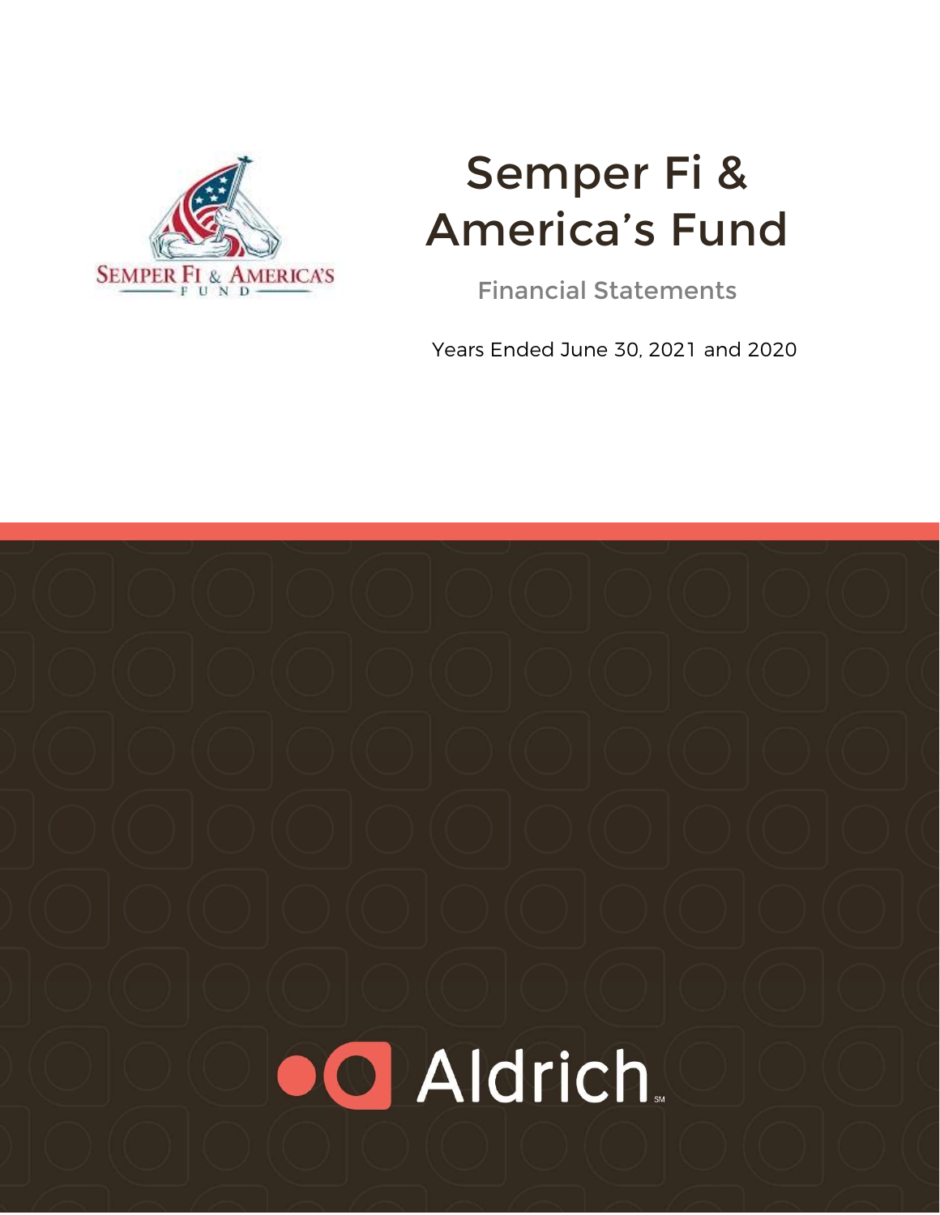# Semper Fi & America's Fund

Financial Statements

Years Ended June 30, 2021 and 2020

Aldrich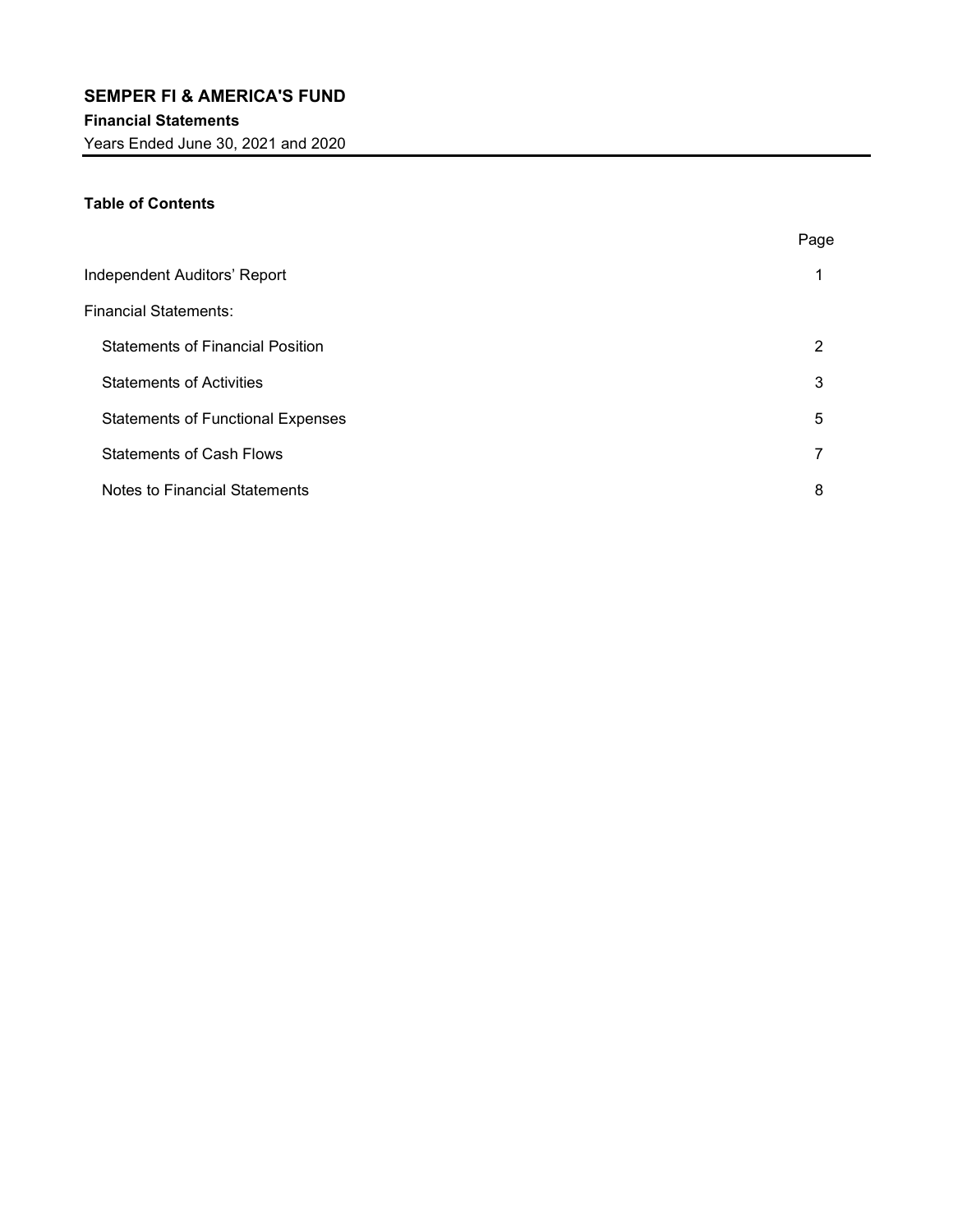# SEMPER FI & AMERICA'S FUND

**Financial Statements**

Years Ended June 30, 2021 and 2020

**Table of Contents**

| | Page |
|---|---|
| Independent Auditors' Report | 1 |
| Financial Statements: | |
| Statements of Financial Position | 2 |
| Statements of Activities | 3 |
| Statements of Functional Expenses | 5 |
| Statements of Cash Flows | 7 |
| Notes to Financial Statements | 8 |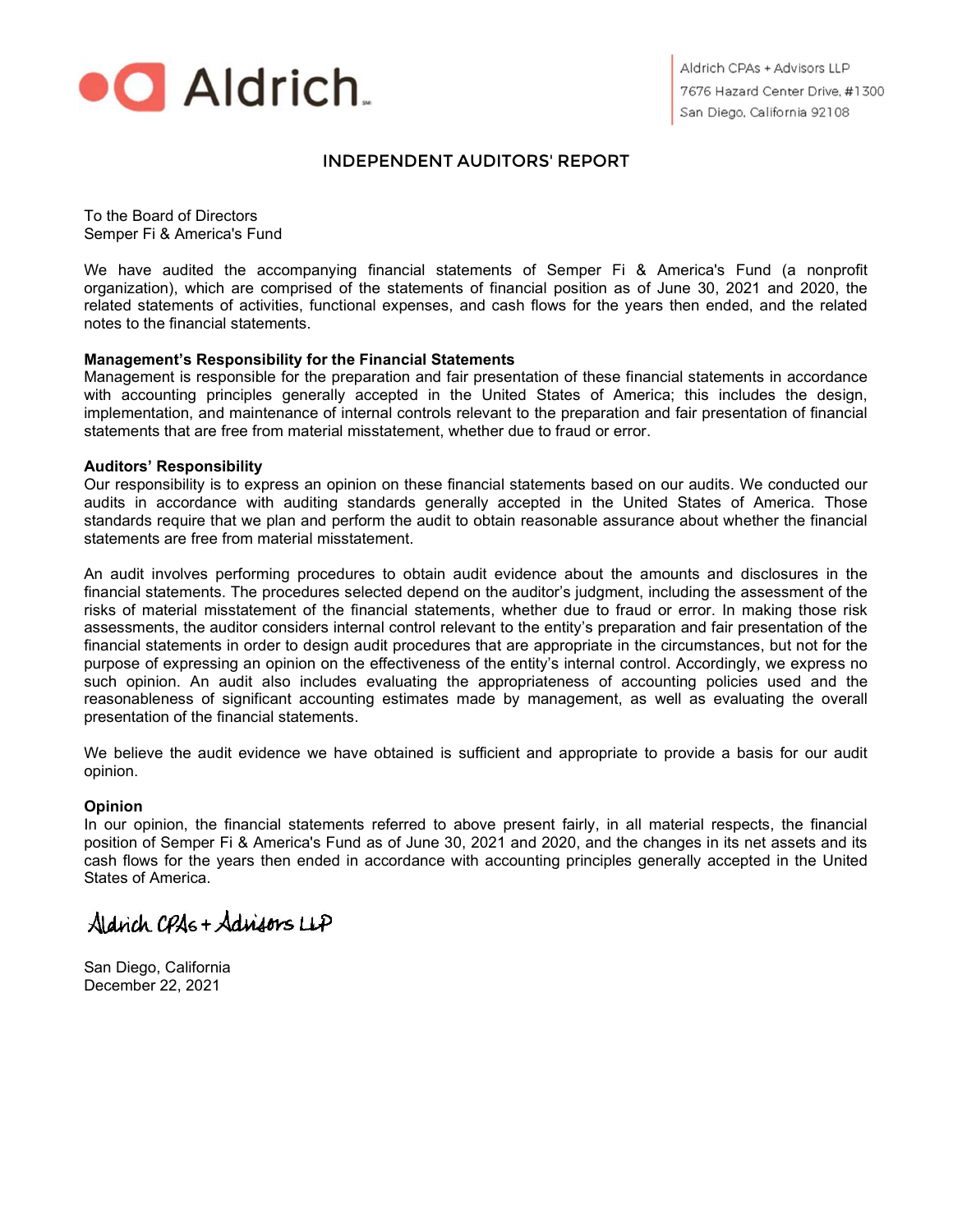Aldrich CPAs + Advisors LLP
7676 Hazard Center Drive, #1300
San Diego, California 92108

# INDEPENDENT AUDITORS' REPORT

To the Board of Directors
Semper Fi & America's Fund

We have audited the accompanying financial statements of Semper Fi & America's Fund (a nonprofit organization), which are comprised of the statements of financial position as of June 30, 2021 and 2020, the related statements of activities, functional expenses, and cash flows for the years then ended, and the related notes to the financial statements.

**Management's Responsibility for the Financial Statements**
Management is responsible for the preparation and fair presentation of these financial statements in accordance with accounting principles generally accepted in the United States of America; this includes the design, implementation, and maintenance of internal controls relevant to the preparation and fair presentation of financial statements that are free from material misstatement, whether due to fraud or error.

**Auditors' Responsibility**
Our responsibility is to express an opinion on these financial statements based on our audits. We conducted our audits in accordance with auditing standards generally accepted in the United States of America. Those standards require that we plan and perform the audit to obtain reasonable assurance about whether the financial statements are free from material misstatement.

An audit involves performing procedures to obtain audit evidence about the amounts and disclosures in the financial statements. The procedures selected depend on the auditor's judgment, including the assessment of the risks of material misstatement of the financial statements, whether due to fraud or error. In making those risk assessments, the auditor considers internal control relevant to the entity's preparation and fair presentation of the financial statements in order to design audit procedures that are appropriate in the circumstances, but not for the purpose of expressing an opinion on the effectiveness of the entity's internal control. Accordingly, we express no such opinion. An audit also includes evaluating the appropriateness of accounting policies used and the reasonableness of significant accounting estimates made by management, as well as evaluating the overall presentation of the financial statements.

We believe the audit evidence we have obtained is sufficient and appropriate to provide a basis for our audit opinion.

**Opinion**
In our opinion, the financial statements referred to above present fairly, in all material respects, the financial position of Semper Fi & America's Fund as of June 30, 2021 and 2020, and the changes in its net assets and its cash flows for the years then ended in accordance with accounting principles generally accepted in the United States of America.

Aldrich CPAs + Advisors LLP

San Diego, California
December 22, 2021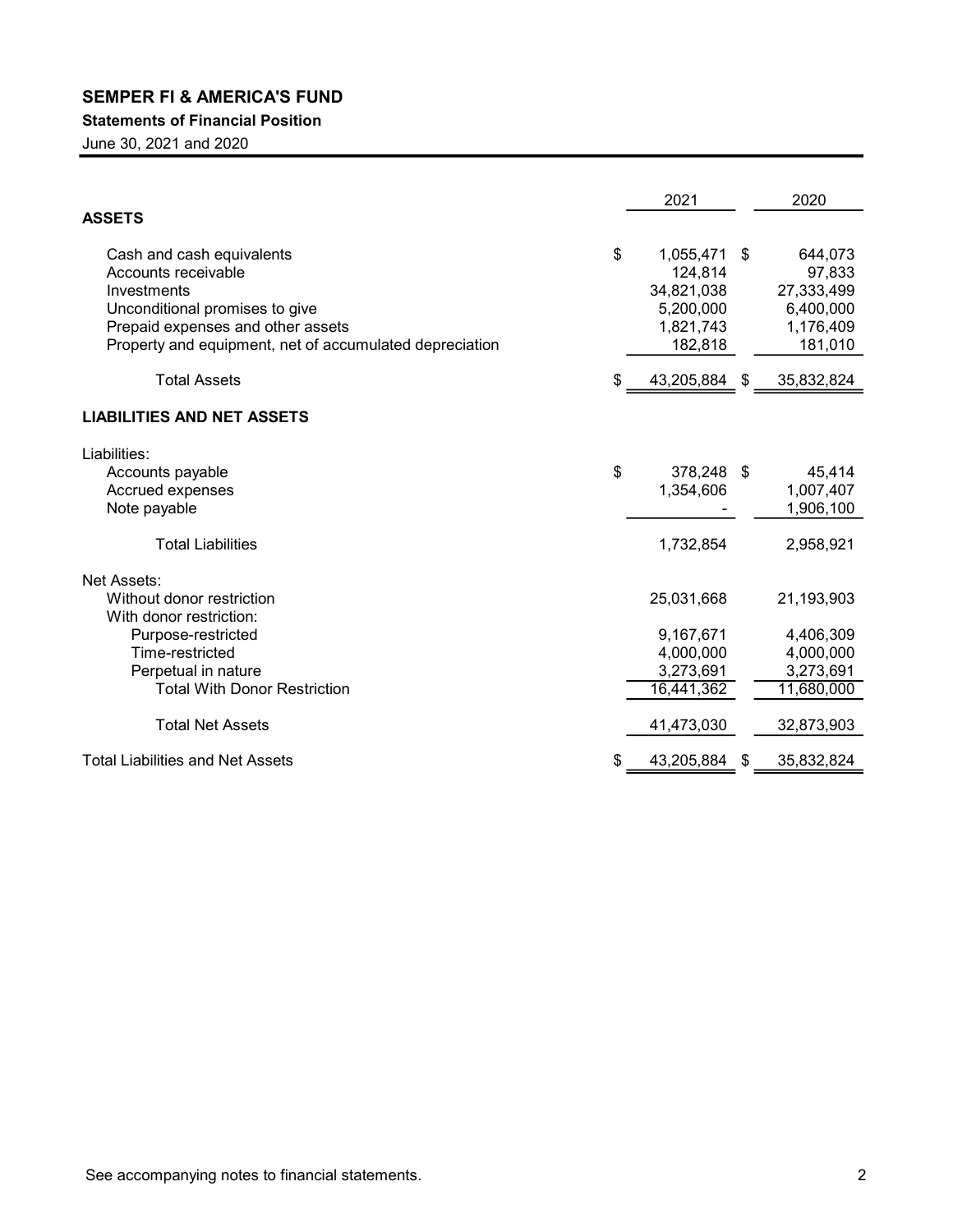# SEMPER FI & AMERICA'S FUND

**Statements of Financial Position**

June 30, 2021 and 2020

| | 2021 | 2020 |
|---|---|---|
| **ASSETS** | | |
| Cash and cash equivalents | $ 1,055,471 | $ 644,073 |
| Accounts receivable | 124,814 | 97,833 |
| Investments | 34,821,038 | 27,333,499 |
| Unconditional promises to give | 5,200,000 | 6,400,000 |
| Prepaid expenses and other assets | 1,821,743 | 1,176,409 |
| Property and equipment, net of accumulated depreciation | 182,818 | 181,010 |
| Total Assets | $ 43,205,884 | $ 35,832,824 |
| **LIABILITIES AND NET ASSETS** | | |
| Liabilities: | | |
| Accounts payable | $ 378,248 | $ 45,414 |
| Accrued expenses | 1,354,606 | 1,007,407 |
| Note payable | - | 1,906,100 |
| Total Liabilities | 1,732,854 | 2,958,921 |
| Net Assets: | | |
| Without donor restriction | 25,031,668 | 21,193,903 |
| With donor restriction: | | |
| Purpose-restricted | 9,167,671 | 4,406,309 |
| Time-restricted | 4,000,000 | 4,000,000 |
| Perpetual in nature | 3,273,691 | 3,273,691 |
| Total With Donor Restriction | 16,441,362 | 11,680,000 |
| Total Net Assets | 41,473,030 | 32,873,903 |
| Total Liabilities and Net Assets | $ 43,205,884 | $ 35,832,824 |

See accompanying notes to financial statements.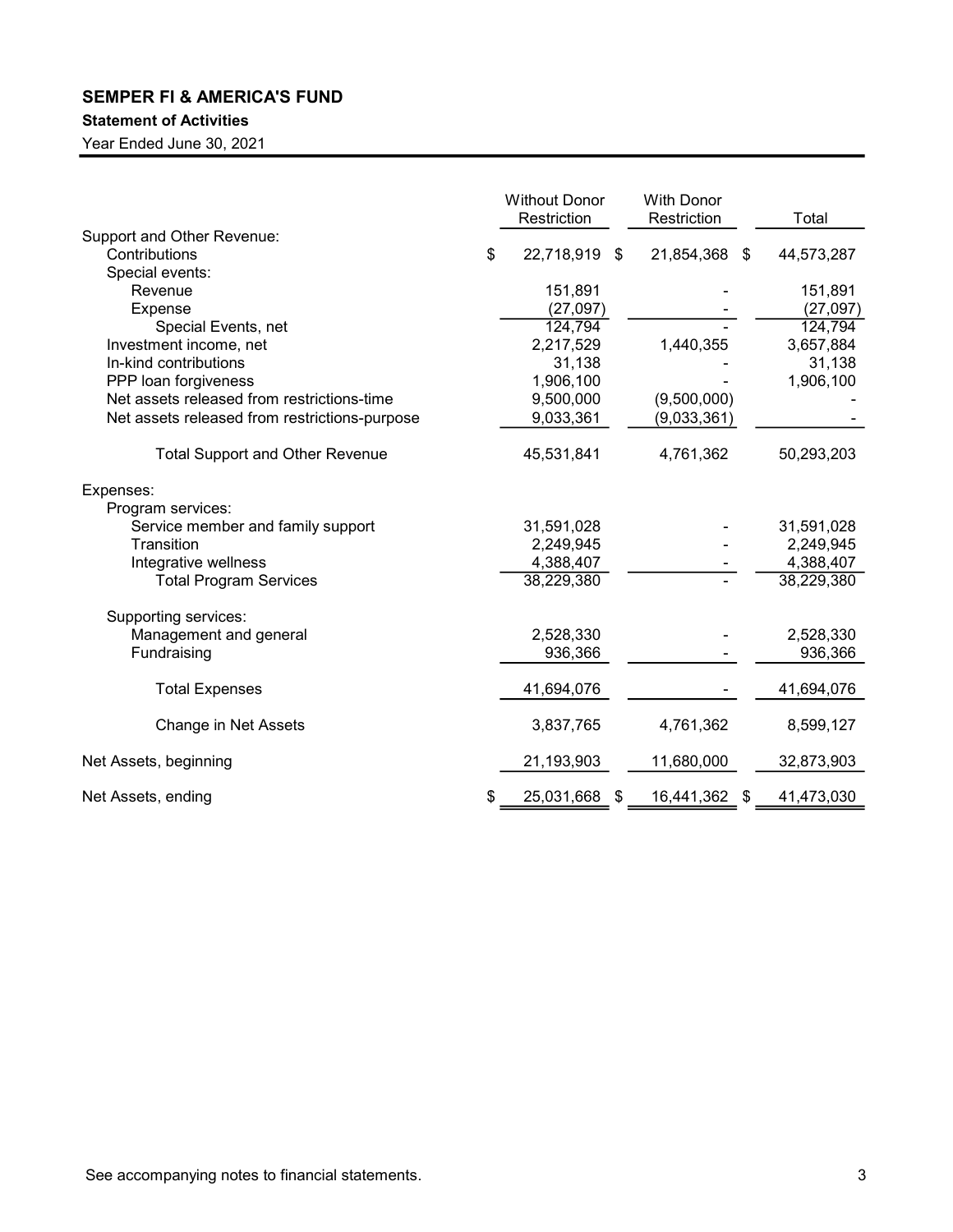## SEMPER FI & AMERICA'S FUND

### Statement of Activities

Year Ended June 30, 2021

| | Without Donor Restriction | With Donor Restriction | Total |
|---|---|---|---|
| Support and Other Revenue: | | | |
| Contributions | $ 22,718,919 | $ 21,854,368 | $ 44,573,287 |
| Special events: | | | |
| Revenue | 151,891 | - | 151,891 |
| Expense | (27,097) | - | (27,097) |
| Special Events, net | 124,794 | - | 124,794 |
| Investment income, net | 2,217,529 | 1,440,355 | 3,657,884 |
| In-kind contributions | 31,138 | - | 31,138 |
| PPP loan forgiveness | 1,906,100 | - | 1,906,100 |
| Net assets released from restrictions-time | 9,500,000 | (9,500,000) | - |
| Net assets released from restrictions-purpose | 9,033,361 | (9,033,361) | - |
| Total Support and Other Revenue | 45,531,841 | 4,761,362 | 50,293,203 |
| Expenses: | | | |
| Program services: | | | |
| Service member and family support | 31,591,028 | - | 31,591,028 |
| Transition | 2,249,945 | - | 2,249,945 |
| Integrative wellness | 4,388,407 | - | 4,388,407 |
| Total Program Services | 38,229,380 | - | 38,229,380 |
| Supporting services: | | | |
| Management and general | 2,528,330 | - | 2,528,330 |
| Fundraising | 936,366 | - | 936,366 |
| Total Expenses | 41,694,076 | - | 41,694,076 |
| Change in Net Assets | 3,837,765 | 4,761,362 | 8,599,127 |
| Net Assets, beginning | 21,193,903 | 11,680,000 | 32,873,903 |
| Net Assets, ending | $ 25,031,668 | $ 16,441,362 | $ 41,473,030 |

See accompanying notes to financial statements.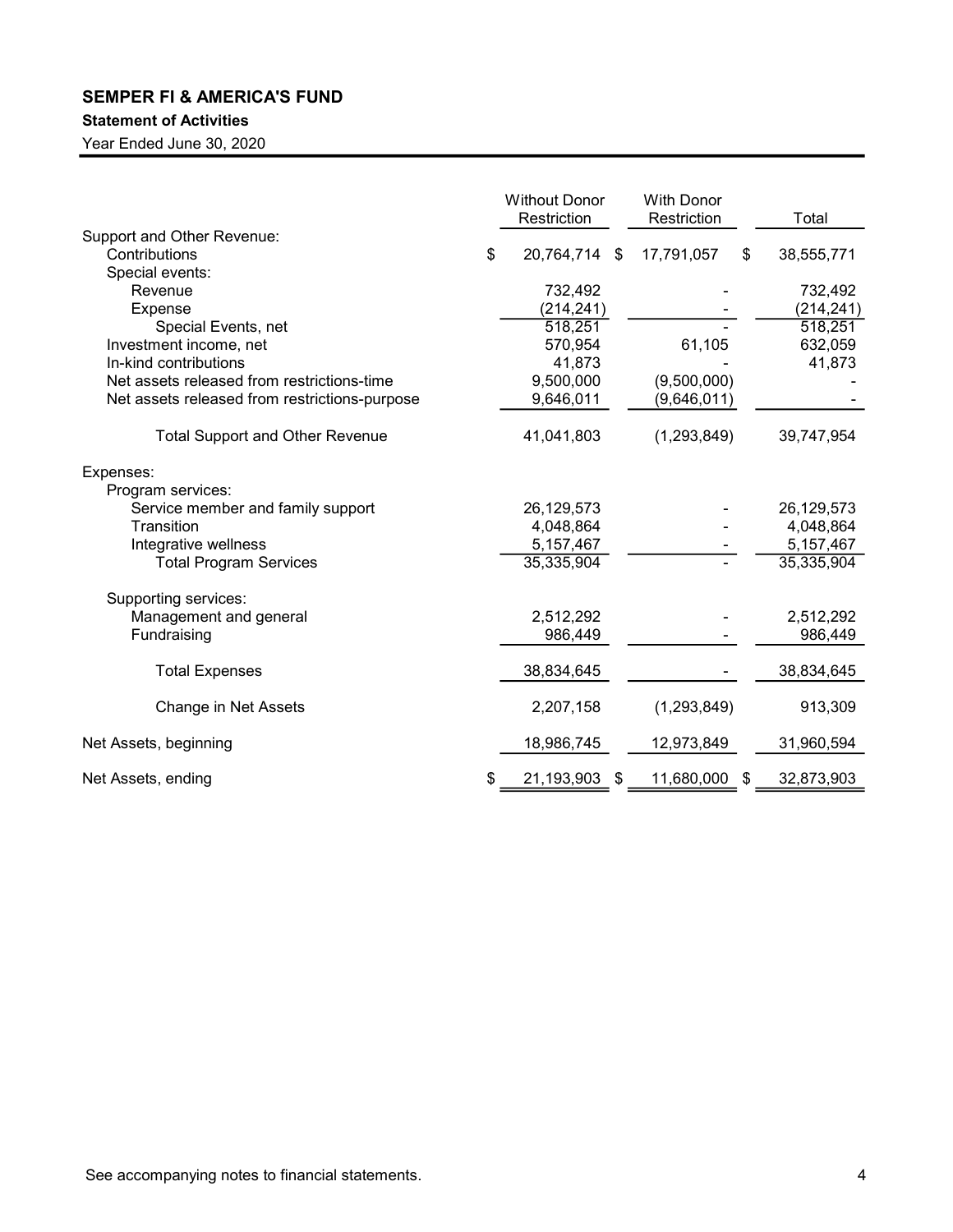# SEMPER FI & AMERICA'S FUND

**Statement of Activities**

Year Ended June 30, 2020

| | Without Donor Restriction | With Donor Restriction | Total |
|---|---|---|---|
| Support and Other Revenue: | | | |
| Contributions | $ 20,764,714 | $ 17,791,057 | $ 38,555,771 |
| Special events: | | | |
| Revenue | 732,492 | - | 732,492 |
| Expense | (214,241) | - | (214,241) |
| Special Events, net | 518,251 | - | 518,251 |
| Investment income, net | 570,954 | 61,105 | 632,059 |
| In-kind contributions | 41,873 | - | 41,873 |
| Net assets released from restrictions-time | 9,500,000 | (9,500,000) | - |
| Net assets released from restrictions-purpose | 9,646,011 | (9,646,011) | - |
| Total Support and Other Revenue | 41,041,803 | (1,293,849) | 39,747,954 |
| Expenses: | | | |
| Program services: | | | |
| Service member and family support | 26,129,573 | - | 26,129,573 |
| Transition | 4,048,864 | - | 4,048,864 |
| Integrative wellness | 5,157,467 | - | 5,157,467 |
| Total Program Services | 35,335,904 | - | 35,335,904 |
| Supporting services: | | | |
| Management and general | 2,512,292 | - | 2,512,292 |
| Fundraising | 986,449 | - | 986,449 |
| Total Expenses | 38,834,645 | - | 38,834,645 |
| Change in Net Assets | 2,207,158 | (1,293,849) | 913,309 |
| Net Assets, beginning | 18,986,745 | 12,973,849 | 31,960,594 |
| Net Assets, ending | $ 21,193,903 | $ 11,680,000 | $ 32,873,903 |

See accompanying notes to financial statements.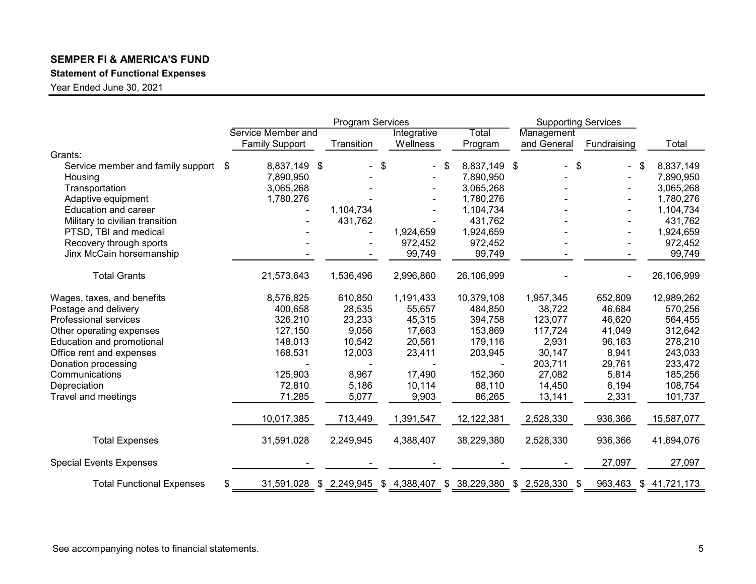**SEMPER FI & AMERICA'S FUND**

**Statement of Functional Expenses**

Year Ended June 30, 2021

| | Program Services | | | | Supporting Services | | |
|---|---|---|---|---|---|---|---|
| | Service Member and Family Support | Transition | Integrative Wellness | Total Program | Management and General | Fundraising | Total |
| Grants: | | | | | | | |
| Service member and family support | $ 8,837,149 | $ - | $ - | $ 8,837,149 | $ - | $ - | $ 8,837,149 |
| Housing | 7,890,950 | - | - | 7,890,950 | - | - | 7,890,950 |
| Transportation | 3,065,268 | - | - | 3,065,268 | - | - | 3,065,268 |
| Adaptive equipment | 1,780,276 | - | - | 1,780,276 | - | - | 1,780,276 |
| Education and career | - | 1,104,734 | - | 1,104,734 | - | - | 1,104,734 |
| Military to civilian transition | - | 431,762 | - | 431,762 | - | - | 431,762 |
| PTSD, TBI and medical | - | - | 1,924,659 | 1,924,659 | - | - | 1,924,659 |
| Recovery through sports | - | - | 972,452 | 972,452 | - | - | 972,452 |
| Jinx McCain horsemanship | - | - | 99,749 | 99,749 | - | - | 99,749 |
| Total Grants | 21,573,643 | 1,536,496 | 2,996,860 | 26,106,999 | - | - | 26,106,999 |
| Wages, taxes, and benefits | 8,576,825 | 610,850 | 1,191,433 | 10,379,108 | 1,957,345 | 652,809 | 12,989,262 |
| Postage and delivery | 400,658 | 28,535 | 55,657 | 484,850 | 38,722 | 46,684 | 570,256 |
| Professional services | 326,210 | 23,233 | 45,315 | 394,758 | 123,077 | 46,620 | 564,455 |
| Other operating expenses | 127,150 | 9,056 | 17,663 | 153,869 | 117,724 | 41,049 | 312,642 |
| Education and promotional | 148,013 | 10,542 | 20,561 | 179,116 | 2,931 | 96,163 | 278,210 |
| Office rent and expenses | 168,531 | 12,003 | 23,411 | 203,945 | 30,147 | 8,941 | 243,033 |
| Donation processing | - | - | - | - | 203,711 | 29,761 | 233,472 |
| Communications | 125,903 | 8,967 | 17,490 | 152,360 | 27,082 | 5,814 | 185,256 |
| Depreciation | 72,810 | 5,186 | 10,114 | 88,110 | 14,450 | 6,194 | 108,754 |
| Travel and meetings | 71,285 | 5,077 | 9,903 | 86,265 | 13,141 | 2,331 | 101,737 |
| | 10,017,385 | 713,449 | 1,391,547 | 12,122,381 | 2,528,330 | 936,366 | 15,587,077 |
| Total Expenses | 31,591,028 | 2,249,945 | 4,388,407 | 38,229,380 | 2,528,330 | 936,366 | 41,694,076 |
| Special Events Expenses | - | - | - | - | - | 27,097 | 27,097 |
| Total Functional Expenses | $ 31,591,028 | $ 2,249,945 | $ 4,388,407 | $ 38,229,380 | $ 2,528,330 | $ 963,463 | $ 41,721,173 |

See accompanying notes to financial statements.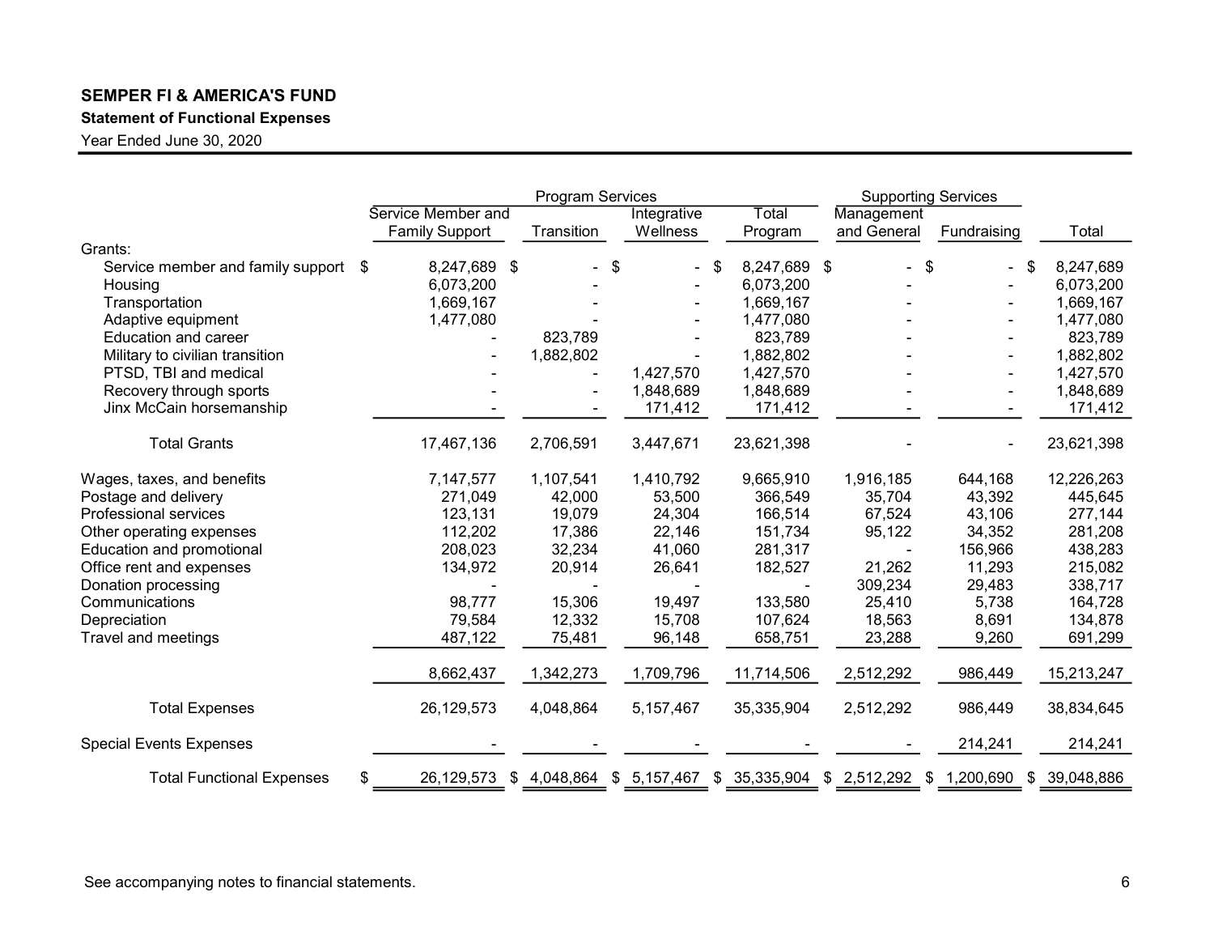**SEMPER FI & AMERICA'S FUND**

**Statement of Functional Expenses**

Year Ended June 30, 2020

| | Program Services | | | | Supporting Services | | |
|---|---|---|---|---|---|---|---|
| | Service Member and Family Support | Transition | Integrative Wellness | Total Program | Management and General | Fundraising | Total |
| Grants: | | | | | | | |
| Service member and family support | $ 8,247,689 | $ - | $ - | $ 8,247,689 | $ - | $ - | $ 8,247,689 |
| Housing | 6,073,200 | - | - | 6,073,200 | - | - | 6,073,200 |
| Transportation | 1,669,167 | - | - | 1,669,167 | - | - | 1,669,167 |
| Adaptive equipment | 1,477,080 | - | - | 1,477,080 | - | - | 1,477,080 |
| Education and career | - | 823,789 | - | 823,789 | - | - | 823,789 |
| Military to civilian transition | - | 1,882,802 | - | 1,882,802 | - | - | 1,882,802 |
| PTSD, TBI and medical | - | - | 1,427,570 | 1,427,570 | - | - | 1,427,570 |
| Recovery through sports | - | - | 1,848,689 | 1,848,689 | - | - | 1,848,689 |
| Jinx McCain horsemanship | - | - | 171,412 | 171,412 | - | - | 171,412 |
| Total Grants | 17,467,136 | 2,706,591 | 3,447,671 | 23,621,398 | - | - | 23,621,398 |
| Wages, taxes, and benefits | 7,147,577 | 1,107,541 | 1,410,792 | 9,665,910 | 1,916,185 | 644,168 | 12,226,263 |
| Postage and delivery | 271,049 | 42,000 | 53,500 | 366,549 | 35,704 | 43,392 | 445,645 |
| Professional services | 123,131 | 19,079 | 24,304 | 166,514 | 67,524 | 43,106 | 277,144 |
| Other operating expenses | 112,202 | 17,386 | 22,146 | 151,734 | 95,122 | 34,352 | 281,208 |
| Education and promotional | 208,023 | 32,234 | 41,060 | 281,317 | - | 156,966 | 438,283 |
| Office rent and expenses | 134,972 | 20,914 | 26,641 | 182,527 | 21,262 | 11,293 | 215,082 |
| Donation processing | - | - | - | - | 309,234 | 29,483 | 338,717 |
| Communications | 98,777 | 15,306 | 19,497 | 133,580 | 25,410 | 5,738 | 164,728 |
| Depreciation | 79,584 | 12,332 | 15,708 | 107,624 | 18,563 | 8,691 | 134,878 |
| Travel and meetings | 487,122 | 75,481 | 96,148 | 658,751 | 23,288 | 9,260 | 691,299 |
| | 8,662,437 | 1,342,273 | 1,709,796 | 11,714,506 | 2,512,292 | 986,449 | 15,213,247 |
| Total Expenses | 26,129,573 | 4,048,864 | 5,157,467 | 35,335,904 | 2,512,292 | 986,449 | 38,834,645 |
| Special Events Expenses | - | - | - | - | - | 214,241 | 214,241 |
| Total Functional Expenses | $ 26,129,573 | $ 4,048,864 | $ 5,157,467 | $ 35,335,904 | $ 2,512,292 | $ 1,200,690 | $ 39,048,886 |

See accompanying notes to financial statements.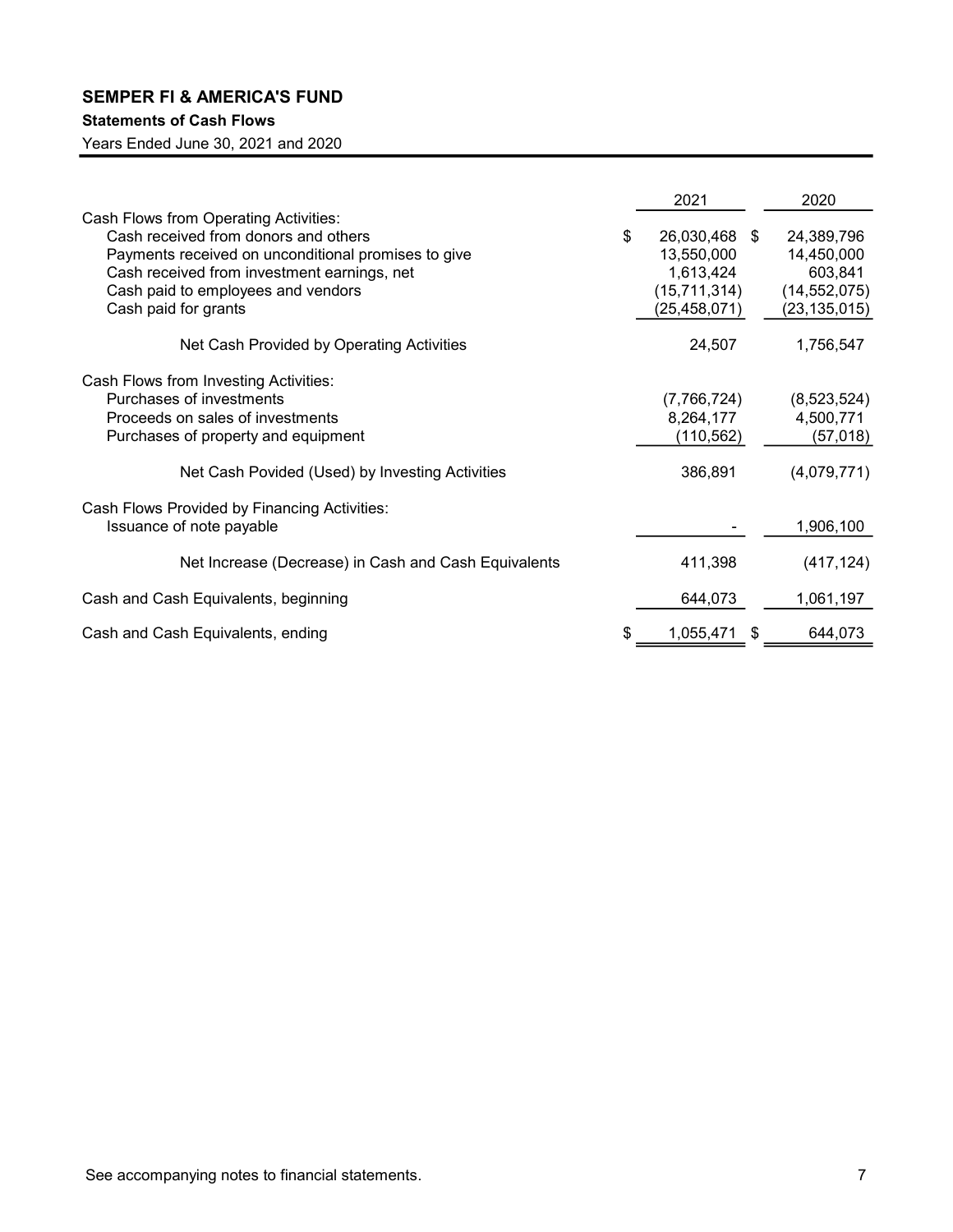# SEMPER FI & AMERICA'S FUND

## Statements of Cash Flows

Years Ended June 30, 2021 and 2020

| | 2021 | 2020 |
|---|---|---|
| Cash Flows from Operating Activities: | | |
| Cash received from donors and others | $ 26,030,468 | $ 24,389,796 |
| Payments received on unconditional promises to give | 13,550,000 | 14,450,000 |
| Cash received from investment earnings, net | 1,613,424 | 603,841 |
| Cash paid to employees and vendors | (15,711,314) | (14,552,075) |
| Cash paid for grants | (25,458,071) | (23,135,015) |
| Net Cash Provided by Operating Activities | 24,507 | 1,756,547 |
| Cash Flows from Investing Activities: | | |
| Purchases of investments | (7,766,724) | (8,523,524) |
| Proceeds on sales of investments | 8,264,177 | 4,500,771 |
| Purchases of property and equipment | (110,562) | (57,018) |
| Net Cash Povided (Used) by Investing Activities | 386,891 | (4,079,771) |
| Cash Flows Provided by Financing Activities: | | |
| Issuance of note payable | - | 1,906,100 |
| Net Increase (Decrease) in Cash and Cash Equivalents | 411,398 | (417,124) |
| Cash and Cash Equivalents, beginning | 644,073 | 1,061,197 |
| Cash and Cash Equivalents, ending | $ 1,055,471 | $ 644,073 |

See accompanying notes to financial statements.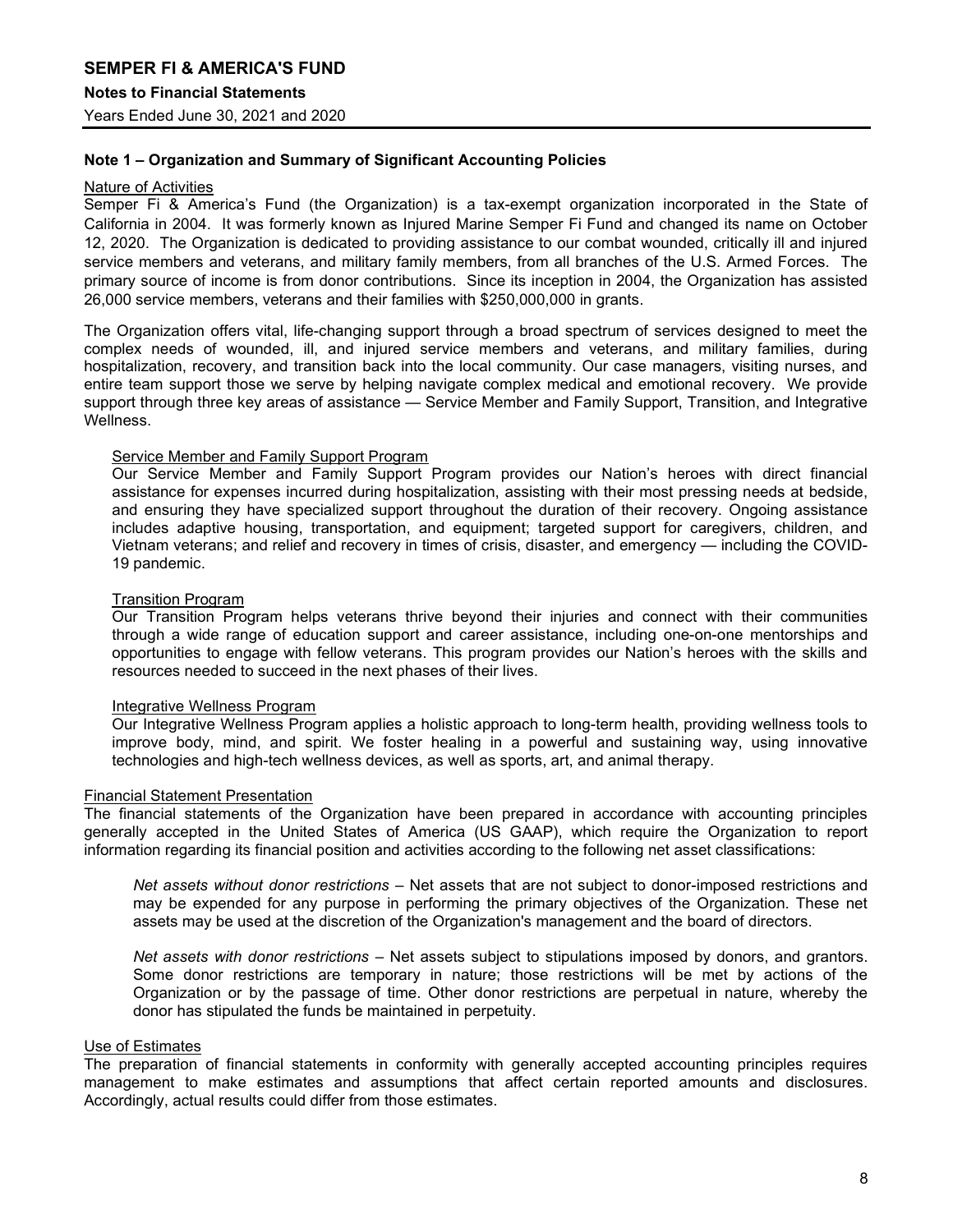## Note 1 – Organization and Summary of Significant Accounting Policies

### Nature of Activities

Semper Fi & America's Fund (the Organization) is a tax-exempt organization incorporated in the State of California in 2004. It was formerly known as Injured Marine Semper Fi Fund and changed its name on October 12, 2020. The Organization is dedicated to providing assistance to our combat wounded, critically ill and injured service members and veterans, and military family members, from all branches of the U.S. Armed Forces. The primary source of income is from donor contributions. Since its inception in 2004, the Organization has assisted 26,000 service members, veterans and their families with $250,000,000 in grants.

The Organization offers vital, life-changing support through a broad spectrum of services designed to meet the complex needs of wounded, ill, and injured service members and veterans, and military families, during hospitalization, recovery, and transition back into the local community. Our case managers, visiting nurses, and entire team support those we serve by helping navigate complex medical and emotional recovery. We provide support through three key areas of assistance — Service Member and Family Support, Transition, and Integrative Wellness.

#### Service Member and Family Support Program

Our Service Member and Family Support Program provides our Nation's heroes with direct financial assistance for expenses incurred during hospitalization, assisting with their most pressing needs at bedside, and ensuring they have specialized support throughout the duration of their recovery. Ongoing assistance includes adaptive housing, transportation, and equipment; targeted support for caregivers, children, and Vietnam veterans; and relief and recovery in times of crisis, disaster, and emergency — including the COVID-19 pandemic.

#### Transition Program

Our Transition Program helps veterans thrive beyond their injuries and connect with their communities through a wide range of education support and career assistance, including one-on-one mentorships and opportunities to engage with fellow veterans. This program provides our Nation's heroes with the skills and resources needed to succeed in the next phases of their lives.

#### Integrative Wellness Program

Our Integrative Wellness Program applies a holistic approach to long-term health, providing wellness tools to improve body, mind, and spirit. We foster healing in a powerful and sustaining way, using innovative technologies and high-tech wellness devices, as well as sports, art, and animal therapy.

### Financial Statement Presentation

The financial statements of the Organization have been prepared in accordance with accounting principles generally accepted in the United States of America (US GAAP), which require the Organization to report information regarding its financial position and activities according to the following net asset classifications:

*Net assets without donor restrictions* – Net assets that are not subject to donor-imposed restrictions and may be expended for any purpose in performing the primary objectives of the Organization. These net assets may be used at the discretion of the Organization's management and the board of directors.

*Net assets with donor restrictions* – Net assets subject to stipulations imposed by donors, and grantors. Some donor restrictions are temporary in nature; those restrictions will be met by actions of the Organization or by the passage of time. Other donor restrictions are perpetual in nature, whereby the donor has stipulated the funds be maintained in perpetuity.

### Use of Estimates

The preparation of financial statements in conformity with generally accepted accounting principles requires management to make estimates and assumptions that affect certain reported amounts and disclosures. Accordingly, actual results could differ from those estimates.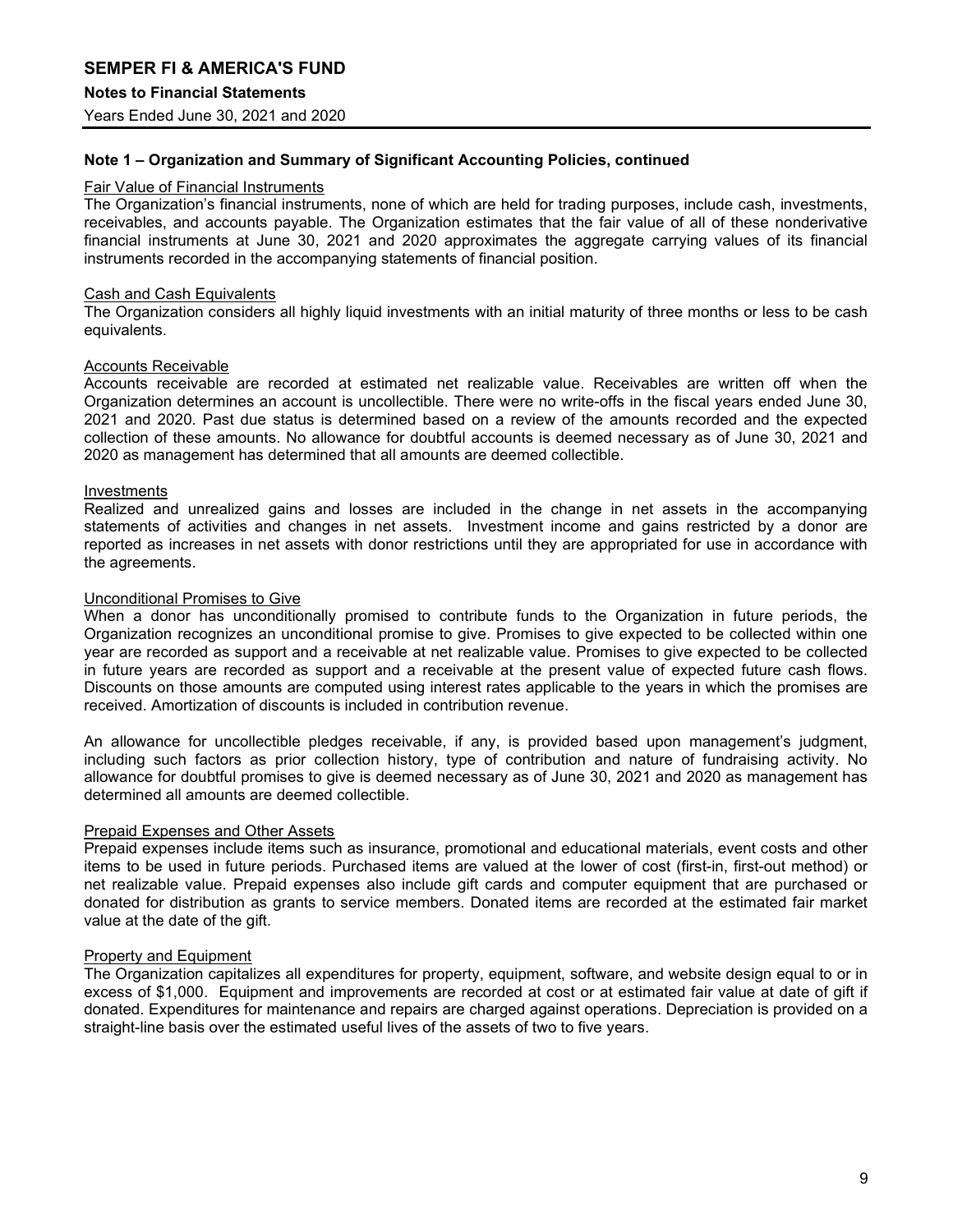## Note 1 – Organization and Summary of Significant Accounting Policies, continued

### Fair Value of Financial Instruments

The Organization's financial instruments, none of which are held for trading purposes, include cash, investments, receivables, and accounts payable. The Organization estimates that the fair value of all of these nonderivative financial instruments at June 30, 2021 and 2020 approximates the aggregate carrying values of its financial instruments recorded in the accompanying statements of financial position.

### Cash and Cash Equivalents

The Organization considers all highly liquid investments with an initial maturity of three months or less to be cash equivalents.

### Accounts Receivable

Accounts receivable are recorded at estimated net realizable value. Receivables are written off when the Organization determines an account is uncollectible. There were no write-offs in the fiscal years ended June 30, 2021 and 2020. Past due status is determined based on a review of the amounts recorded and the expected collection of these amounts. No allowance for doubtful accounts is deemed necessary as of June 30, 2021 and 2020 as management has determined that all amounts are deemed collectible.

### Investments

Realized and unrealized gains and losses are included in the change in net assets in the accompanying statements of activities and changes in net assets. Investment income and gains restricted by a donor are reported as increases in net assets with donor restrictions until they are appropriated for use in accordance with the agreements.

### Unconditional Promises to Give

When a donor has unconditionally promised to contribute funds to the Organization in future periods, the Organization recognizes an unconditional promise to give. Promises to give expected to be collected within one year are recorded as support and a receivable at net realizable value. Promises to give expected to be collected in future years are recorded as support and a receivable at the present value of expected future cash flows. Discounts on those amounts are computed using interest rates applicable to the years in which the promises are received. Amortization of discounts is included in contribution revenue.

An allowance for uncollectible pledges receivable, if any, is provided based upon management's judgment, including such factors as prior collection history, type of contribution and nature of fundraising activity. No allowance for doubtful promises to give is deemed necessary as of June 30, 2021 and 2020 as management has determined all amounts are deemed collectible.

### Prepaid Expenses and Other Assets

Prepaid expenses include items such as insurance, promotional and educational materials, event costs and other items to be used in future periods. Purchased items are valued at the lower of cost (first-in, first-out method) or net realizable value. Prepaid expenses also include gift cards and computer equipment that are purchased or donated for distribution as grants to service members. Donated items are recorded at the estimated fair market value at the date of the gift.

### Property and Equipment

The Organization capitalizes all expenditures for property, equipment, software, and website design equal to or in excess of $1,000. Equipment and improvements are recorded at cost or at estimated fair value at date of gift if donated. Expenditures for maintenance and repairs are charged against operations. Depreciation is provided on a straight-line basis over the estimated useful lives of the assets of two to five years.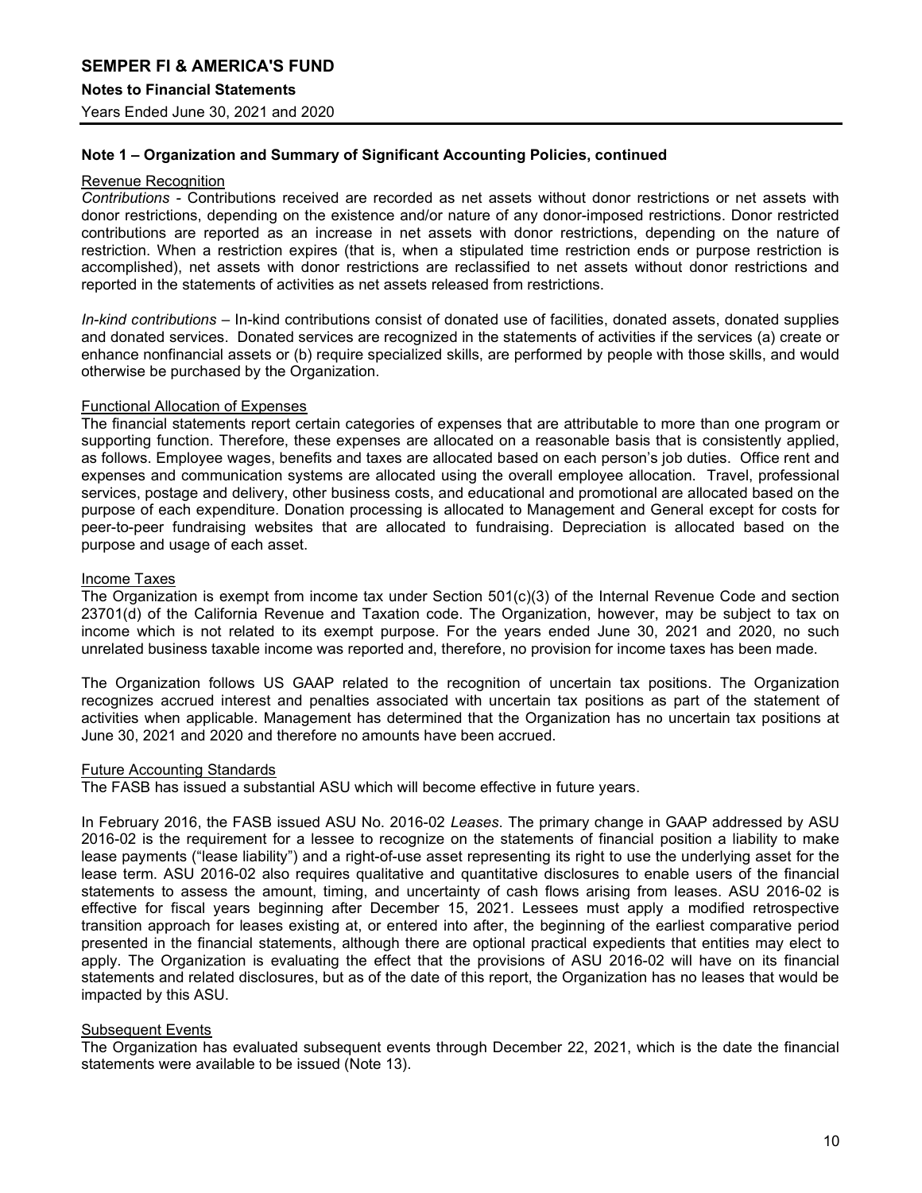## Note 1 – Organization and Summary of Significant Accounting Policies, continued

### Revenue Recognition

*Contributions* - Contributions received are recorded as net assets without donor restrictions or net assets with donor restrictions, depending on the existence and/or nature of any donor-imposed restrictions. Donor restricted contributions are reported as an increase in net assets with donor restrictions, depending on the nature of restriction. When a restriction expires (that is, when a stipulated time restriction ends or purpose restriction is accomplished), net assets with donor restrictions are reclassified to net assets without donor restrictions and reported in the statements of activities as net assets released from restrictions.

*In-kind contributions* – In-kind contributions consist of donated use of facilities, donated assets, donated supplies and donated services. Donated services are recognized in the statements of activities if the services (a) create or enhance nonfinancial assets or (b) require specialized skills, are performed by people with those skills, and would otherwise be purchased by the Organization.

### Functional Allocation of Expenses

The financial statements report certain categories of expenses that are attributable to more than one program or supporting function. Therefore, these expenses are allocated on a reasonable basis that is consistently applied, as follows. Employee wages, benefits and taxes are allocated based on each person's job duties. Office rent and expenses and communication systems are allocated using the overall employee allocation. Travel, professional services, postage and delivery, other business costs, and educational and promotional are allocated based on the purpose of each expenditure. Donation processing is allocated to Management and General except for costs for peer-to-peer fundraising websites that are allocated to fundraising. Depreciation is allocated based on the purpose and usage of each asset.

### Income Taxes

The Organization is exempt from income tax under Section 501(c)(3) of the Internal Revenue Code and section 23701(d) of the California Revenue and Taxation code. The Organization, however, may be subject to tax on income which is not related to its exempt purpose. For the years ended June 30, 2021 and 2020, no such unrelated business taxable income was reported and, therefore, no provision for income taxes has been made.

The Organization follows US GAAP related to the recognition of uncertain tax positions. The Organization recognizes accrued interest and penalties associated with uncertain tax positions as part of the statement of activities when applicable. Management has determined that the Organization has no uncertain tax positions at June 30, 2021 and 2020 and therefore no amounts have been accrued.

### Future Accounting Standards

The FASB has issued a substantial ASU which will become effective in future years.

In February 2016, the FASB issued ASU No. 2016-02 *Leases*. The primary change in GAAP addressed by ASU 2016-02 is the requirement for a lessee to recognize on the statements of financial position a liability to make lease payments ("lease liability") and a right-of-use asset representing its right to use the underlying asset for the lease term. ASU 2016-02 also requires qualitative and quantitative disclosures to enable users of the financial statements to assess the amount, timing, and uncertainty of cash flows arising from leases. ASU 2016-02 is effective for fiscal years beginning after December 15, 2021. Lessees must apply a modified retrospective transition approach for leases existing at, or entered into after, the beginning of the earliest comparative period presented in the financial statements, although there are optional practical expedients that entities may elect to apply. The Organization is evaluating the effect that the provisions of ASU 2016-02 will have on its financial statements and related disclosures, but as of the date of this report, the Organization has no leases that would be impacted by this ASU.

### Subsequent Events

The Organization has evaluated subsequent events through December 22, 2021, which is the date the financial statements were available to be issued (Note 13).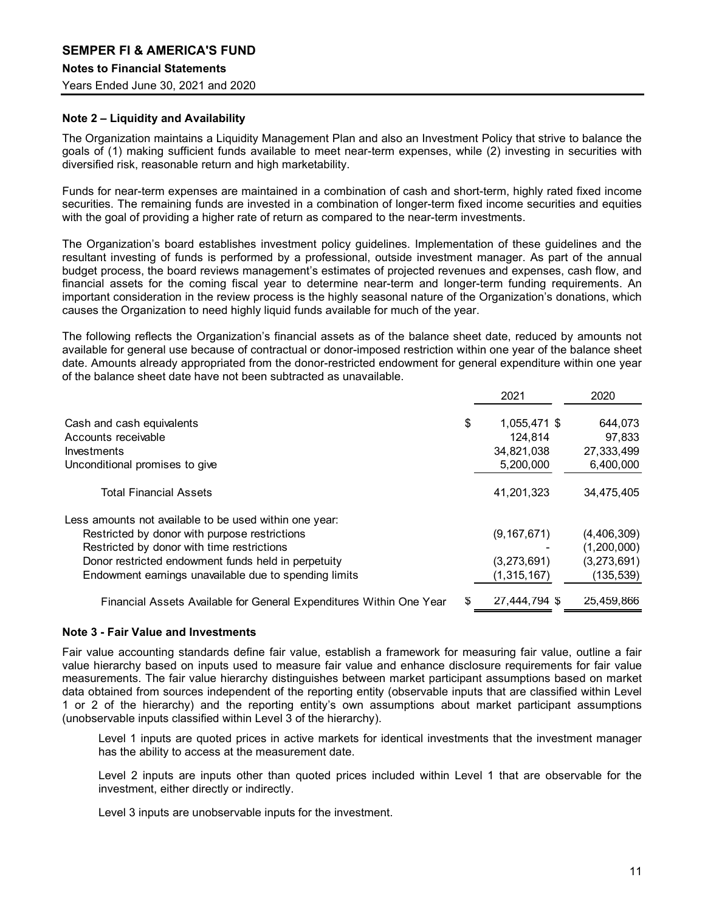### Note 2 – Liquidity and Availability

The Organization maintains a Liquidity Management Plan and also an Investment Policy that strive to balance the goals of (1) making sufficient funds available to meet near-term expenses, while (2) investing in securities with diversified risk, reasonable return and high marketability.

Funds for near-term expenses are maintained in a combination of cash and short-term, highly rated fixed income securities. The remaining funds are invested in a combination of longer-term fixed income securities and equities with the goal of providing a higher rate of return as compared to the near-term investments.

The Organization's board establishes investment policy guidelines. Implementation of these guidelines and the resultant investing of funds is performed by a professional, outside investment manager. As part of the annual budget process, the board reviews management's estimates of projected revenues and expenses, cash flow, and financial assets for the coming fiscal year to determine near-term and longer-term funding requirements. An important consideration in the review process is the highly seasonal nature of the Organization's donations, which causes the Organization to need highly liquid funds available for much of the year.

The following reflects the Organization's financial assets as of the balance sheet date, reduced by amounts not available for general use because of contractual or donor-imposed restriction within one year of the balance sheet date. Amounts already appropriated from the donor-restricted endowment for general expenditure within one year of the balance sheet date have not been subtracted as unavailable.

| | 2021 | 2020 |
|---|---|---|
| Cash and cash equivalents | $ 1,055,471 | $ 644,073 |
| Accounts receivable | 124,814 | 97,833 |
| Investments | 34,821,038 | 27,333,499 |
| Unconditional promises to give | 5,200,000 | 6,400,000 |
| Total Financial Assets | 41,201,323 | 34,475,405 |
| Less amounts not available to be used within one year: | | |
| Restricted by donor with purpose restrictions | (9,167,671) | (4,406,309) |
| Restricted by donor with time restrictions | - | (1,200,000) |
| Donor restricted endowment funds held in perpetuity | (3,273,691) | (3,273,691) |
| Endowment earnings unavailable due to spending limits | (1,315,167) | (135,539) |
| Financial Assets Available for General Expenditures Within One Year | $ 27,444,794 | $ 25,459,866 |

### Note 3 - Fair Value and Investments

Fair value accounting standards define fair value, establish a framework for measuring fair value, outline a fair value hierarchy based on inputs used to measure fair value and enhance disclosure requirements for fair value measurements. The fair value hierarchy distinguishes between market participant assumptions based on market data obtained from sources independent of the reporting entity (observable inputs that are classified within Level 1 or 2 of the hierarchy) and the reporting entity's own assumptions about market participant assumptions (unobservable inputs classified within Level 3 of the hierarchy).

Level 1 inputs are quoted prices in active markets for identical investments that the investment manager has the ability to access at the measurement date.

Level 2 inputs are inputs other than quoted prices included within Level 1 that are observable for the investment, either directly or indirectly.

Level 3 inputs are unobservable inputs for the investment.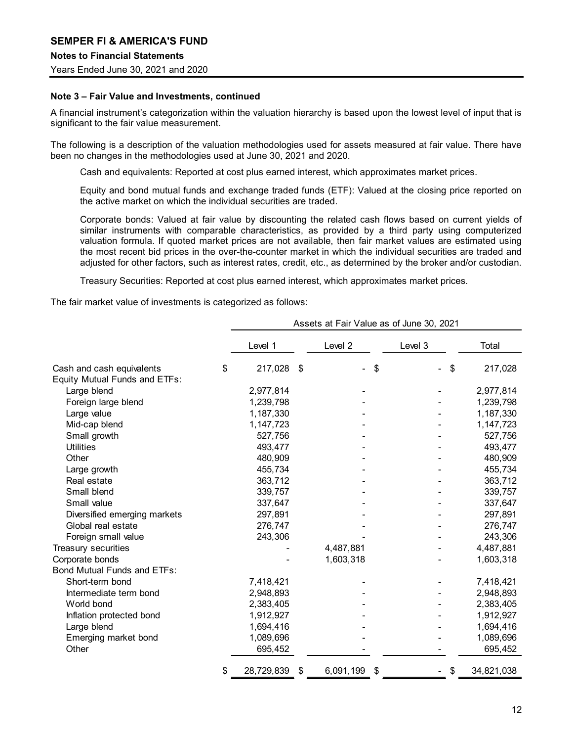# SEMPER FI & AMERICA'S FUND

## Notes to Financial Statements

Years Ended June 30, 2021 and 2020

### Note 3 – Fair Value and Investments, continued

A financial instrument's categorization within the valuation hierarchy is based upon the lowest level of input that is significant to the fair value measurement.

The following is a description of the valuation methodologies used for assets measured at fair value. There have been no changes in the methodologies used at June 30, 2021 and 2020.

Cash and equivalents: Reported at cost plus earned interest, which approximates market prices.

Equity and bond mutual funds and exchange traded funds (ETF): Valued at the closing price reported on the active market on which the individual securities are traded.

Corporate bonds: Valued at fair value by discounting the related cash flows based on current yields of similar instruments with comparable characteristics, as provided by a third party using computerized valuation formula. If quoted market prices are not available, then fair market values are estimated using the most recent bid prices in the over-the-counter market in which the individual securities are traded and adjusted for other factors, such as interest rates, credit, etc., as determined by the broker and/or custodian.

Treasury Securities: Reported at cost plus earned interest, which approximates market prices.

The fair market value of investments is categorized as follows:

| | Assets at Fair Value as of June 30, 2021 | | | |
|---|---|---|---|---|
| | Level 1 | Level 2 | Level 3 | Total |
| Cash and cash equivalents | $ 217,028 | $ - | $ - | $ 217,028 |
| Equity Mutual Funds and ETFs: | | | | |
| Large blend | 2,977,814 | - | - | 2,977,814 |
| Foreign large blend | 1,239,798 | - | - | 1,239,798 |
| Large value | 1,187,330 | - | - | 1,187,330 |
| Mid-cap blend | 1,147,723 | - | - | 1,147,723 |
| Small growth | 527,756 | - | - | 527,756 |
| Utilities | 493,477 | - | - | 493,477 |
| Other | 480,909 | - | - | 480,909 |
| Large growth | 455,734 | - | - | 455,734 |
| Real estate | 363,712 | - | - | 363,712 |
| Small blend | 339,757 | - | - | 339,757 |
| Small value | 337,647 | - | - | 337,647 |
| Diversified emerging markets | 297,891 | - | - | 297,891 |
| Global real estate | 276,747 | - | - | 276,747 |
| Foreign small value | 243,306 | - | - | 243,306 |
| Treasury securities | - | 4,487,881 | - | 4,487,881 |
| Corporate bonds | - | 1,603,318 | - | 1,603,318 |
| Bond Mutual Funds and ETFs: | | | | |
| Short-term bond | 7,418,421 | - | - | 7,418,421 |
| Intermediate term bond | 2,948,893 | - | - | 2,948,893 |
| World bond | 2,383,405 | - | - | 2,383,405 |
| Inflation protected bond | 1,912,927 | - | - | 1,912,927 |
| Large blend | 1,694,416 | - | - | 1,694,416 |
| Emerging market bond | 1,089,696 | - | - | 1,089,696 |
| Other | 695,452 | - | - | 695,452 |
| | $ 28,729,839 | $ 6,091,199 | $ - | $ 34,821,038 |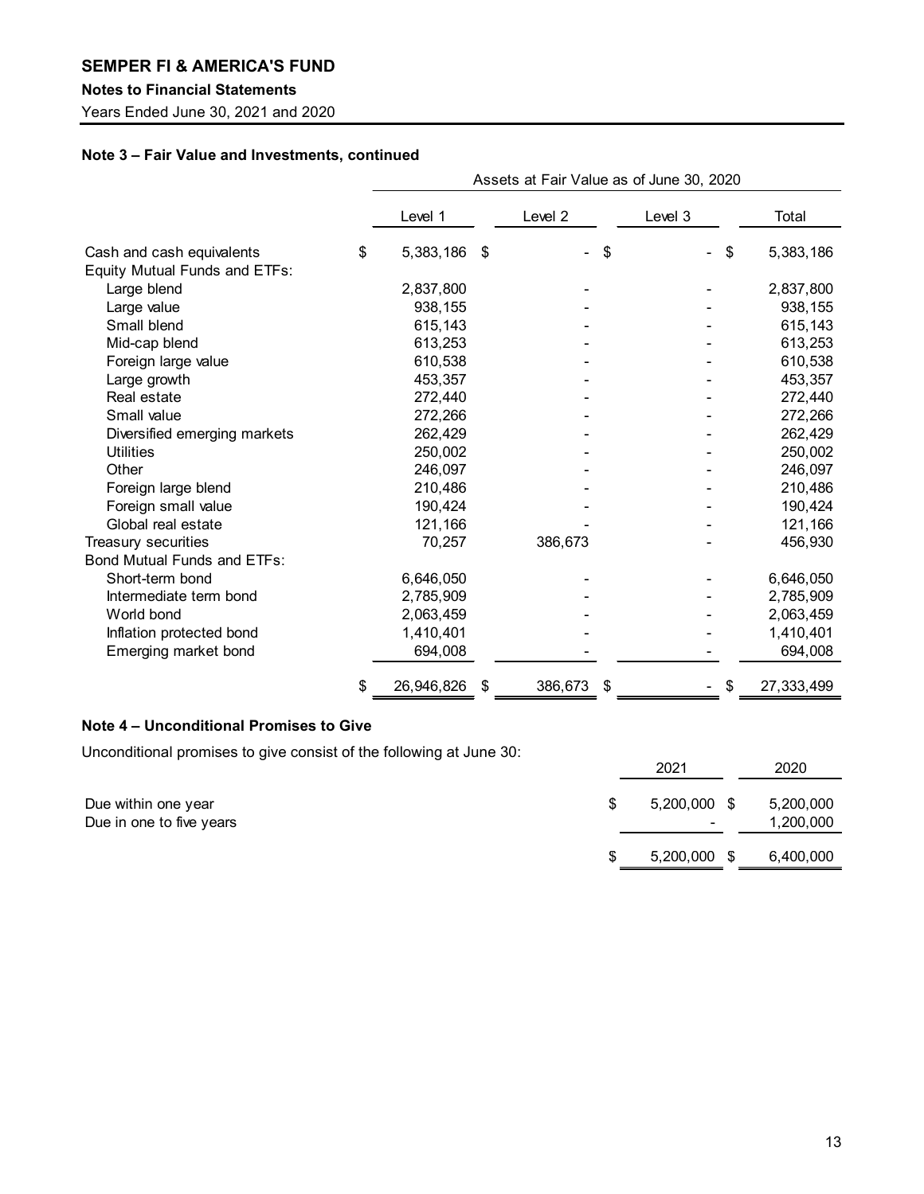**SEMPER FI & AMERICA'S FUND**

**Notes to Financial Statements**

Years Ended June 30, 2021 and 2020

**Note 3 – Fair Value and Investments, continued**

| | Assets at Fair Value as of June 30, 2020 | | | |
|---|---|---|---|---|
| | Level 1 | Level 2 | Level 3 | Total |
| Cash and cash equivalents | $ 5,383,186 | $ - | $ - | $ 5,383,186 |
| Equity Mutual Funds and ETFs: | | | | |
| Large blend | 2,837,800 | - | - | 2,837,800 |
| Large value | 938,155 | - | - | 938,155 |
| Small blend | 615,143 | - | - | 615,143 |
| Mid-cap blend | 613,253 | - | - | 613,253 |
| Foreign large value | 610,538 | - | - | 610,538 |
| Large growth | 453,357 | - | - | 453,357 |
| Real estate | 272,440 | - | - | 272,440 |
| Small value | 272,266 | - | - | 272,266 |
| Diversified emerging markets | 262,429 | - | - | 262,429 |
| Utilities | 250,002 | - | - | 250,002 |
| Other | 246,097 | - | - | 246,097 |
| Foreign large blend | 210,486 | - | - | 210,486 |
| Foreign small value | 190,424 | - | - | 190,424 |
| Global real estate | 121,166 | - | - | 121,166 |
| Treasury securities | 70,257 | 386,673 | - | 456,930 |
| Bond Mutual Funds and ETFs: | | | | |
| Short-term bond | 6,646,050 | - | - | 6,646,050 |
| Intermediate term bond | 2,785,909 | - | - | 2,785,909 |
| World bond | 2,063,459 | - | - | 2,063,459 |
| Inflation protected bond | 1,410,401 | - | - | 1,410,401 |
| Emerging market bond | 694,008 | - | - | 694,008 |
| | $ 26,946,826 | $ 386,673 | $ - | $ 27,333,499 |

**Note 4 – Unconditional Promises to Give**

Unconditional promises to give consist of the following at June 30:

| | 2021 | 2020 |
|---|---|---|
| Due within one year | $ 5,200,000 | $ 5,200,000 |
| Due in one to five years | - | 1,200,000 |
| | $ 5,200,000 | $ 6,400,000 |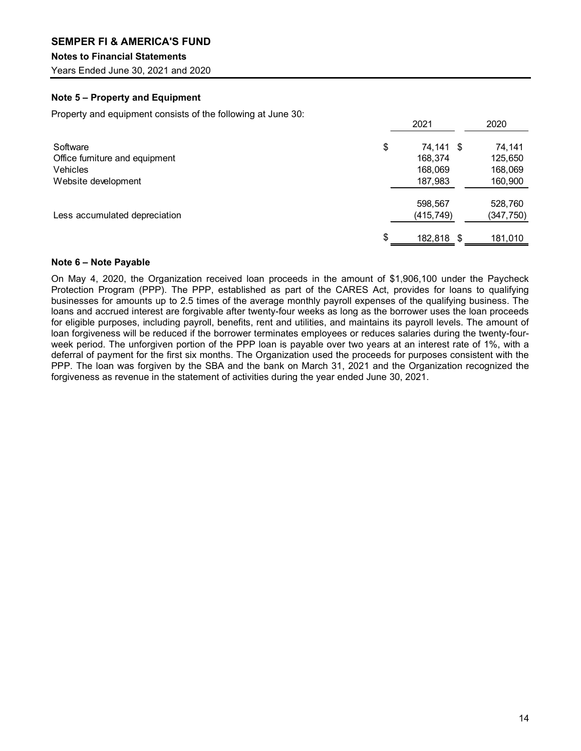**SEMPER FI & AMERICA'S FUND**

**Notes to Financial Statements**

Years Ended June 30, 2021 and 2020

### Note 5 – Property and Equipment

Property and equipment consists of the following at June 30:

| | 2021 | 2020 |
|---|---|---|
| Software | $ 74,141 | $ 74,141 |
| Office furniture and equipment | 168,374 | 125,650 |
| Vehicles | 168,069 | 168,069 |
| Website development | 187,983 | 160,900 |
| | 598,567 | 528,760 |
| Less accumulated depreciation | (415,749) | (347,750) |
| | $ 182,818 | $ 181,010 |

### Note 6 – Note Payable

On May 4, 2020, the Organization received loan proceeds in the amount of $1,906,100 under the Paycheck Protection Program (PPP). The PPP, established as part of the CARES Act, provides for loans to qualifying businesses for amounts up to 2.5 times of the average monthly payroll expenses of the qualifying business. The loans and accrued interest are forgivable after twenty-four weeks as long as the borrower uses the loan proceeds for eligible purposes, including payroll, benefits, rent and utilities, and maintains its payroll levels. The amount of loan forgiveness will be reduced if the borrower terminates employees or reduces salaries during the twenty-four-week period. The unforgiven portion of the PPP loan is payable over two years at an interest rate of 1%, with a deferral of payment for the first six months. The Organization used the proceeds for purposes consistent with the PPP. The loan was forgiven by the SBA and the bank on March 31, 2021 and the Organization recognized the forgiveness as revenue in the statement of activities during the year ended June 30, 2021.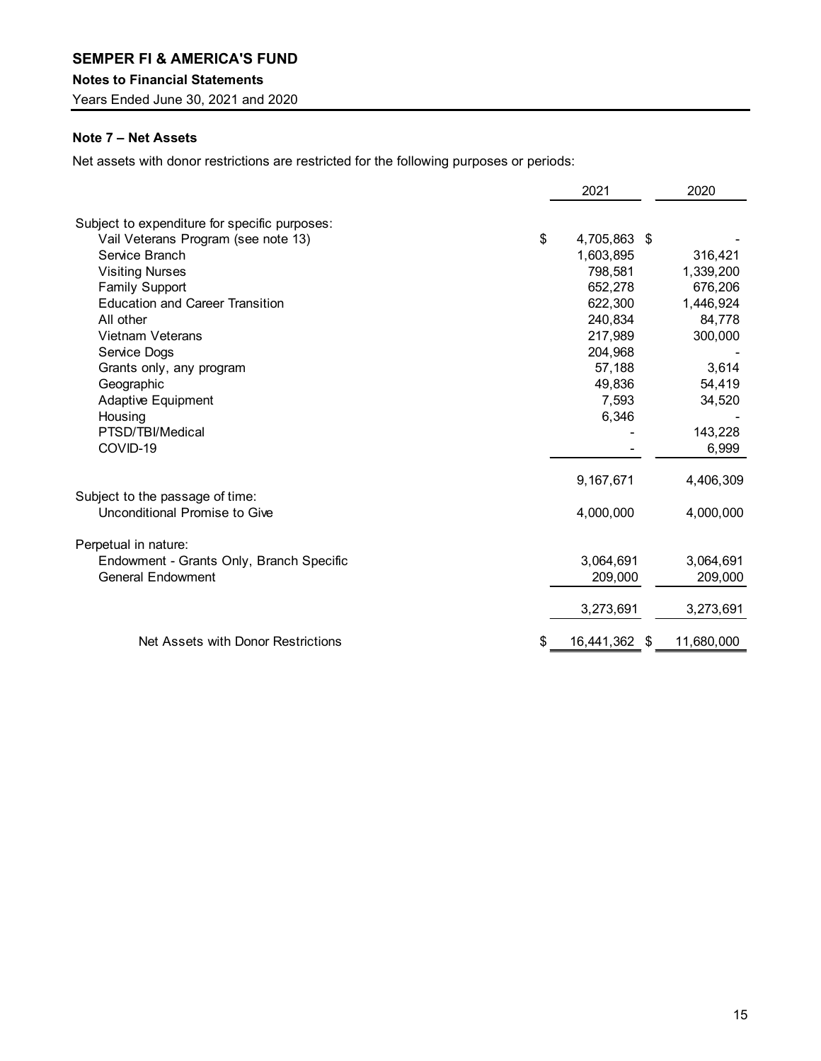# SEMPER FI & AMERICA'S FUND

**Notes to Financial Statements**

Years Ended June 30, 2021 and 2020

### Note 7 – Net Assets

Net assets with donor restrictions are restricted for the following purposes or periods:

| | 2021 | 2020 |
|---|---|---|
| Subject to expenditure for specific purposes: | | |
| Vail Veterans Program (see note 13) | $ 4,705,863 | $ - |
| Service Branch | 1,603,895 | 316,421 |
| Visiting Nurses | 798,581 | 1,339,200 |
| Family Support | 652,278 | 676,206 |
| Education and Career Transition | 622,300 | 1,446,924 |
| All other | 240,834 | 84,778 |
| Vietnam Veterans | 217,989 | 300,000 |
| Service Dogs | 204,968 | - |
| Grants only, any program | 57,188 | 3,614 |
| Geographic | 49,836 | 54,419 |
| Adaptive Equipment | 7,593 | 34,520 |
| Housing | 6,346 | - |
| PTSD/TBI/Medical | - | 143,228 |
| COVID-19 | - | 6,999 |
| | 9,167,671 | 4,406,309 |
| Subject to the passage of time: | | |
| Unconditional Promise to Give | 4,000,000 | 4,000,000 |
| Perpetual in nature: | | |
| Endowment - Grants Only, Branch Specific | 3,064,691 | 3,064,691 |
| General Endowment | 209,000 | 209,000 |
| | 3,273,691 | 3,273,691 |
| Net Assets with Donor Restrictions | $ 16,441,362 | $ 11,680,000 |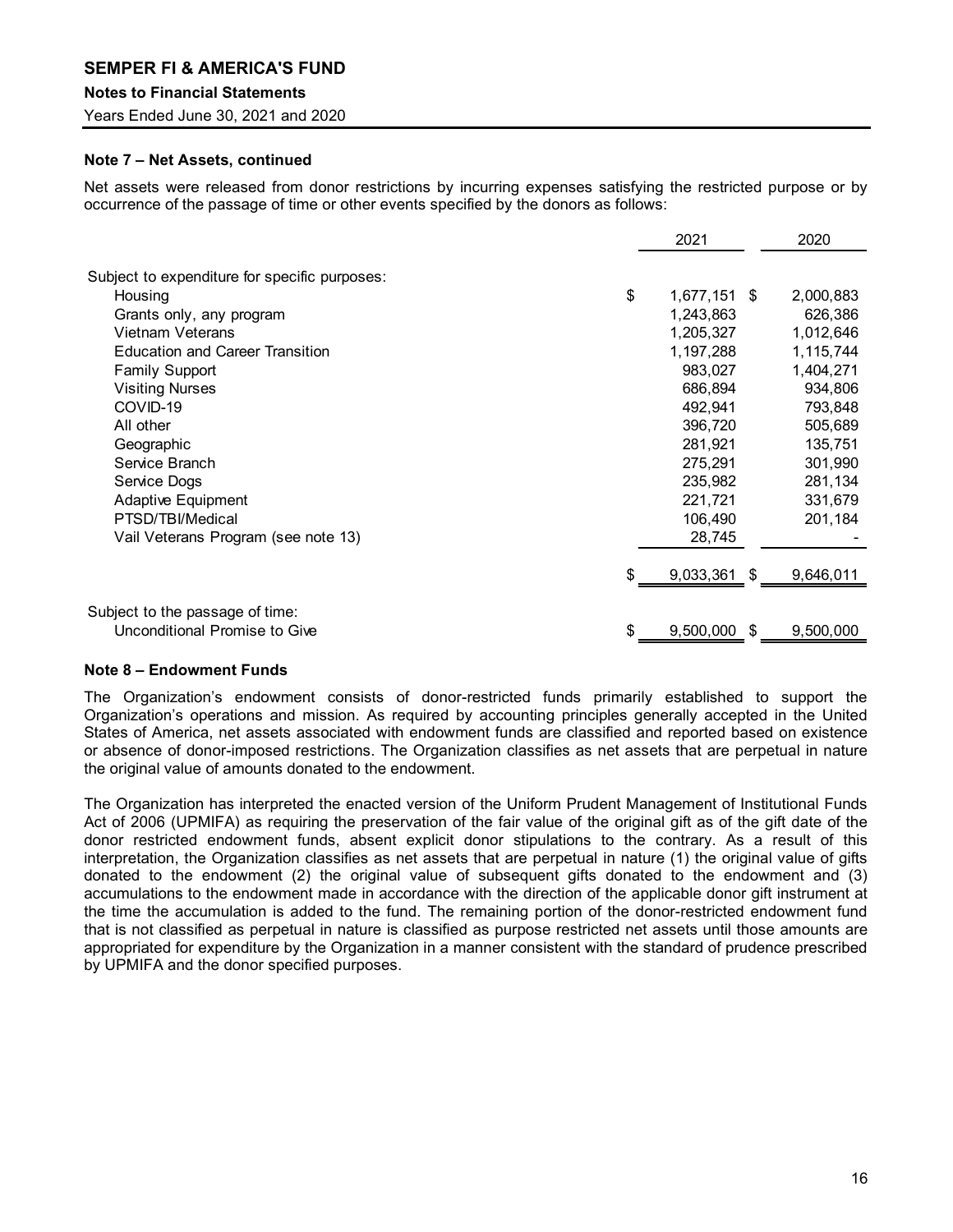#### Note 7 – Net Assets, continued

Net assets were released from donor restrictions by incurring expenses satisfying the restricted purpose or by occurrence of the passage of time or other events specified by the donors as follows:

| | 2021 | 2020 |
|---|---|---|
| Subject to expenditure for specific purposes: | | |
| Housing | $ 1,677,151 | $ 2,000,883 |
| Grants only, any program | 1,243,863 | 626,386 |
| Vietnam Veterans | 1,205,327 | 1,012,646 |
| Education and Career Transition | 1,197,288 | 1,115,744 |
| Family Support | 983,027 | 1,404,271 |
| Visiting Nurses | 686,894 | 934,806 |
| COVID-19 | 492,941 | 793,848 |
| All other | 396,720 | 505,689 |
| Geographic | 281,921 | 135,751 |
| Service Branch | 275,291 | 301,990 |
| Service Dogs | 235,982 | 281,134 |
| Adaptive Equipment | 221,721 | 331,679 |
| PTSD/TBI/Medical | 106,490 | 201,184 |
| Vail Veterans Program (see note 13) | 28,745 | - |
| | $ 9,033,361 | $ 9,646,011 |
| Subject to the passage of time: | | |
| Unconditional Promise to Give | $ 9,500,000 | $ 9,500,000 |

#### Note 8 – Endowment Funds

The Organization's endowment consists of donor-restricted funds primarily established to support the Organization's operations and mission. As required by accounting principles generally accepted in the United States of America, net assets associated with endowment funds are classified and reported based on existence or absence of donor-imposed restrictions. The Organization classifies as net assets that are perpetual in nature the original value of amounts donated to the endowment.

The Organization has interpreted the enacted version of the Uniform Prudent Management of Institutional Funds Act of 2006 (UPMIFA) as requiring the preservation of the fair value of the original gift as of the gift date of the donor restricted endowment funds, absent explicit donor stipulations to the contrary. As a result of this interpretation, the Organization classifies as net assets that are perpetual in nature (1) the original value of gifts donated to the endowment (2) the original value of subsequent gifts donated to the endowment and (3) accumulations to the endowment made in accordance with the direction of the applicable donor gift instrument at the time the accumulation is added to the fund. The remaining portion of the donor-restricted endowment fund that is not classified as perpetual in nature is classified as purpose restricted net assets until those amounts are appropriated for expenditure by the Organization in a manner consistent with the standard of prudence prescribed by UPMIFA and the donor specified purposes.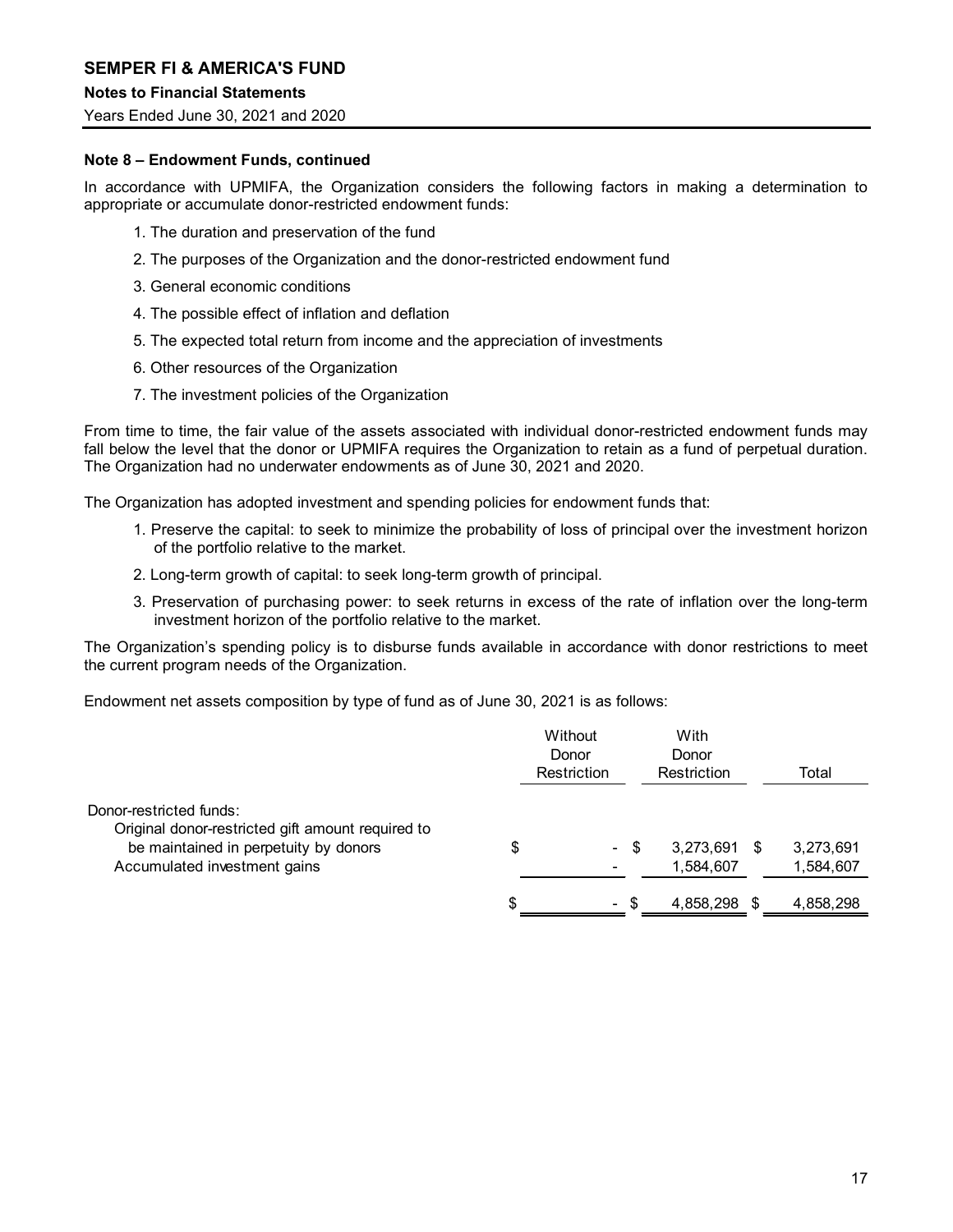### Note 8 – Endowment Funds, continued

In accordance with UPMIFA, the Organization considers the following factors in making a determination to appropriate or accumulate donor-restricted endowment funds:

1. The duration and preservation of the fund
2. The purposes of the Organization and the donor-restricted endowment fund
3. General economic conditions
4. The possible effect of inflation and deflation
5. The expected total return from income and the appreciation of investments
6. Other resources of the Organization
7. The investment policies of the Organization

From time to time, the fair value of the assets associated with individual donor-restricted endowment funds may fall below the level that the donor or UPMIFA requires the Organization to retain as a fund of perpetual duration. The Organization had no underwater endowments as of June 30, 2021 and 2020.

The Organization has adopted investment and spending policies for endowment funds that:

1. Preserve the capital: to seek to minimize the probability of loss of principal over the investment horizon of the portfolio relative to the market.
2. Long-term growth of capital: to seek long-term growth of principal.
3. Preservation of purchasing power: to seek returns in excess of the rate of inflation over the long-term investment horizon of the portfolio relative to the market.

The Organization's spending policy is to disburse funds available in accordance with donor restrictions to meet the current program needs of the Organization.

Endowment net assets composition by type of fund as of June 30, 2021 is as follows:

| | Without Donor Restriction | With Donor Restriction | Total |
|---|---|---|---|
| Donor-restricted funds: | | | |
| Original donor-restricted gift amount required to be maintained in perpetuity by donors | $ - | $ 3,273,691 | $ 3,273,691 |
| Accumulated investment gains | - | 1,584,607 | 1,584,607 |
| | $ - | $ 4,858,298 | $ 4,858,298 |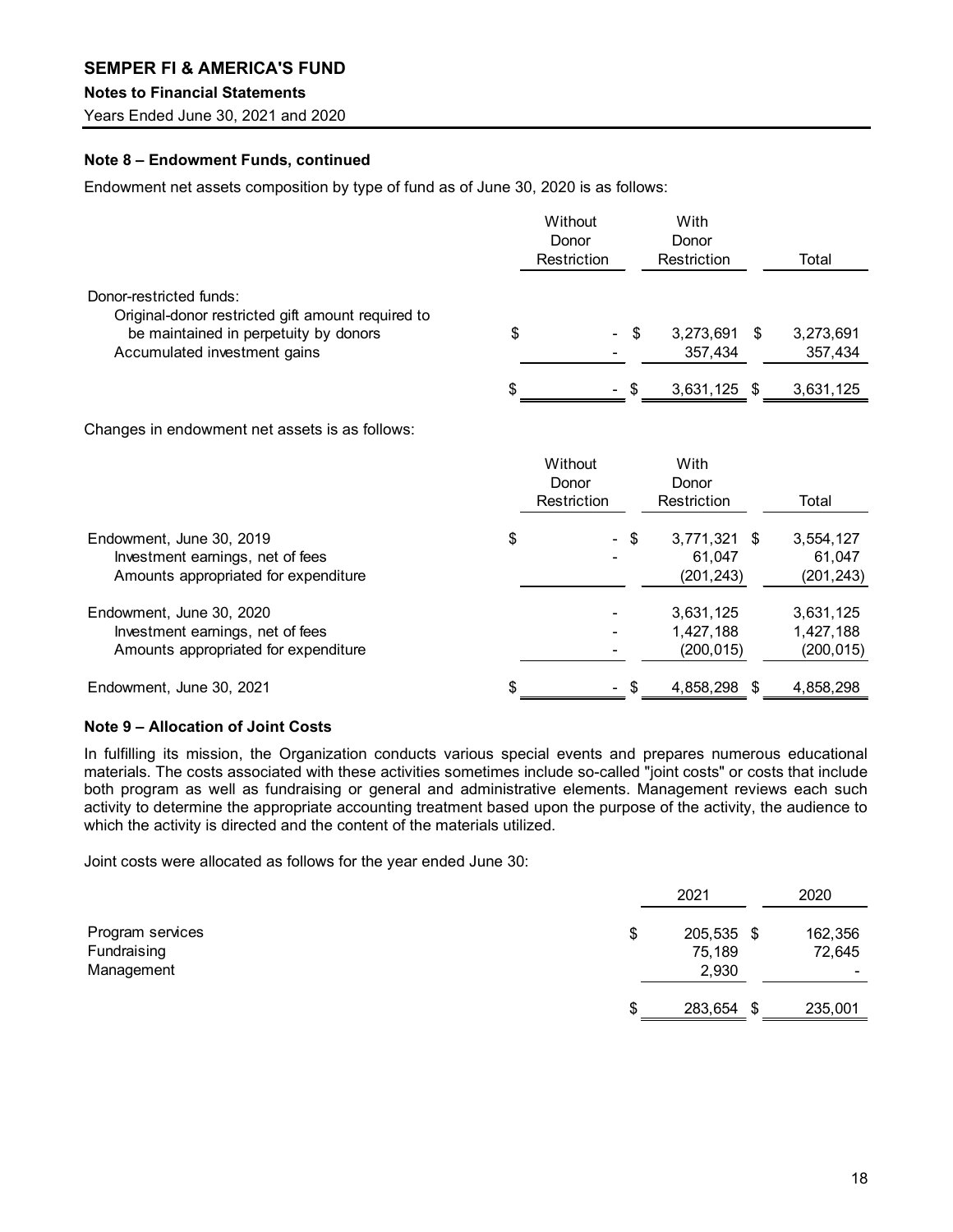# SEMPER FI & AMERICA'S FUND

**Notes to Financial Statements**

Years Ended June 30, 2021 and 2020

**Note 8 – Endowment Funds, continued**

Endowment net assets composition by type of fund as of June 30, 2020 is as follows:

| | Without Donor Restriction | With Donor Restriction | Total |
|---|---|---|---|
| Donor-restricted funds: | | | |
| Original-donor restricted gift amount required to be maintained in perpetuity by donors | $ - | $ 3,273,691 | $ 3,273,691 |
| Accumulated investment gains | - | 357,434 | 357,434 |
| | $ - | $ 3,631,125 | $ 3,631,125 |

Changes in endowment net assets is as follows:

| | Without Donor Restriction | With Donor Restriction | Total |
|---|---|---|---|
| Endowment, June 30, 2019 | $ - | $ 3,771,321 | $ 3,554,127 |
| Investment earnings, net of fees | - | 61,047 | 61,047 |
| Amounts appropriated for expenditure | | (201,243) | (201,243) |
| Endowment, June 30, 2020 | - | 3,631,125 | 3,631,125 |
| Investment earnings, net of fees | - | 1,427,188 | 1,427,188 |
| Amounts appropriated for expenditure | - | (200,015) | (200,015) |
| Endowment, June 30, 2021 | $ - | $ 4,858,298 | $ 4,858,298 |

**Note 9 – Allocation of Joint Costs**

In fulfilling its mission, the Organization conducts various special events and prepares numerous educational materials. The costs associated with these activities sometimes include so-called "joint costs" or costs that include both program as well as fundraising or general and administrative elements. Management reviews each such activity to determine the appropriate accounting treatment based upon the purpose of the activity, the audience to which the activity is directed and the content of the materials utilized.

Joint costs were allocated as follows for the year ended June 30:

| | 2021 | 2020 |
|---|---|---|
| Program services | $ 205,535 | $ 162,356 |
| Fundraising | 75,189 | 72,645 |
| Management | 2,930 | - |
| | $ 283,654 | $ 235,001 |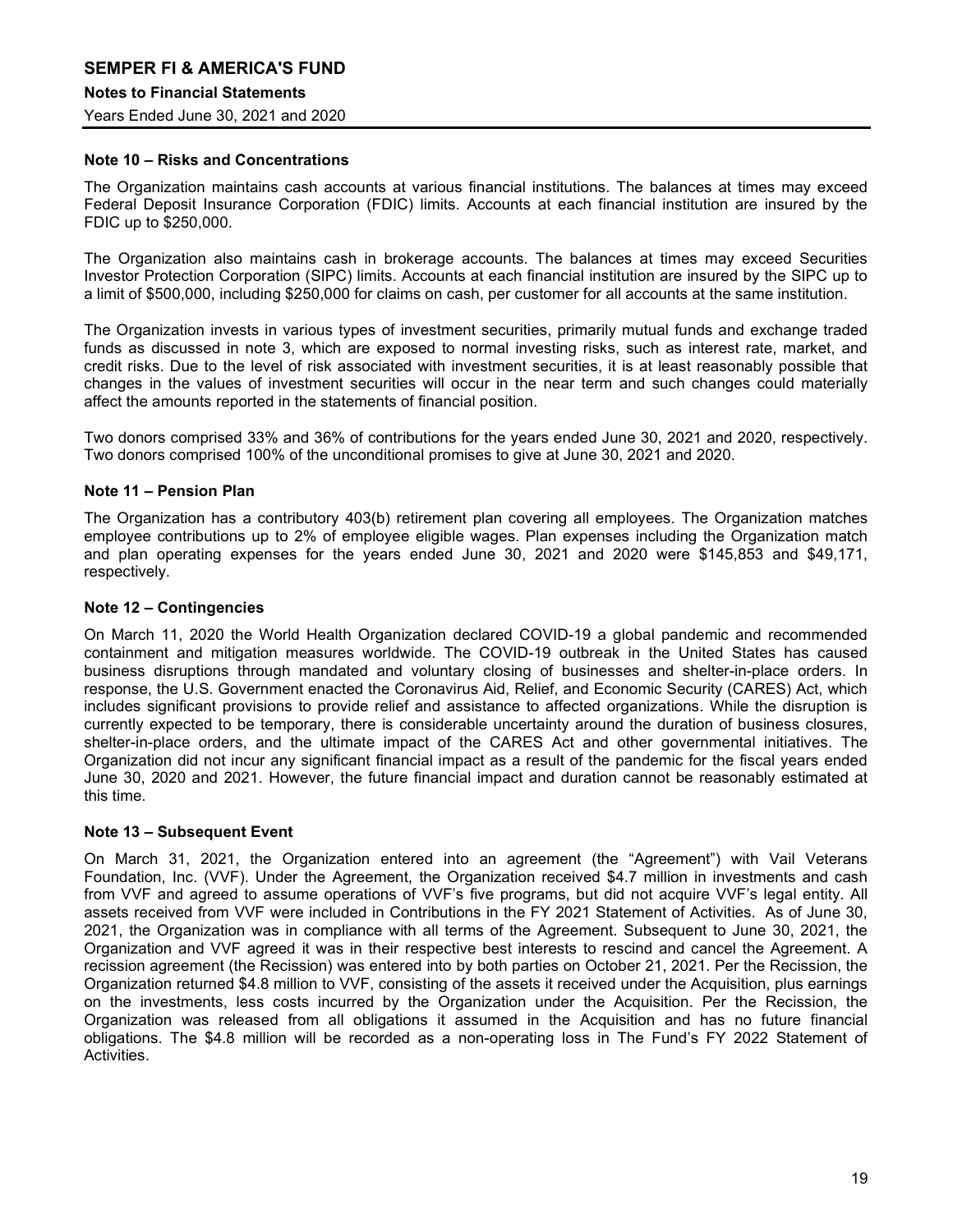### Note 10 – Risks and Concentrations

The Organization maintains cash accounts at various financial institutions. The balances at times may exceed Federal Deposit Insurance Corporation (FDIC) limits. Accounts at each financial institution are insured by the FDIC up to $250,000.

The Organization also maintains cash in brokerage accounts. The balances at times may exceed Securities Investor Protection Corporation (SIPC) limits. Accounts at each financial institution are insured by the SIPC up to a limit of $500,000, including $250,000 for claims on cash, per customer for all accounts at the same institution.

The Organization invests in various types of investment securities, primarily mutual funds and exchange traded funds as discussed in note 3, which are exposed to normal investing risks, such as interest rate, market, and credit risks. Due to the level of risk associated with investment securities, it is at least reasonably possible that changes in the values of investment securities will occur in the near term and such changes could materially affect the amounts reported in the statements of financial position.

Two donors comprised 33% and 36% of contributions for the years ended June 30, 2021 and 2020, respectively. Two donors comprised 100% of the unconditional promises to give at June 30, 2021 and 2020.

### Note 11 – Pension Plan

The Organization has a contributory 403(b) retirement plan covering all employees. The Organization matches employee contributions up to 2% of employee eligible wages. Plan expenses including the Organization match and plan operating expenses for the years ended June 30, 2021 and 2020 were $145,853 and $49,171, respectively.

### Note 12 – Contingencies

On March 11, 2020 the World Health Organization declared COVID-19 a global pandemic and recommended containment and mitigation measures worldwide. The COVID-19 outbreak in the United States has caused business disruptions through mandated and voluntary closing of businesses and shelter-in-place orders. In response, the U.S. Government enacted the Coronavirus Aid, Relief, and Economic Security (CARES) Act, which includes significant provisions to provide relief and assistance to affected organizations. While the disruption is currently expected to be temporary, there is considerable uncertainty around the duration of business closures, shelter-in-place orders, and the ultimate impact of the CARES Act and other governmental initiatives. The Organization did not incur any significant financial impact as a result of the pandemic for the fiscal years ended June 30, 2020 and 2021. However, the future financial impact and duration cannot be reasonably estimated at this time.

### Note 13 – Subsequent Event

On March 31, 2021, the Organization entered into an agreement (the "Agreement") with Vail Veterans Foundation, Inc. (VVF). Under the Agreement, the Organization received $4.7 million in investments and cash from VVF and agreed to assume operations of VVF's five programs, but did not acquire VVF's legal entity. All assets received from VVF were included in Contributions in the FY 2021 Statement of Activities. As of June 30, 2021, the Organization was in compliance with all terms of the Agreement. Subsequent to June 30, 2021, the Organization and VVF agreed it was in their respective best interests to rescind and cancel the Agreement. A recission agreement (the Recission) was entered into by both parties on October 21, 2021. Per the Recission, the Organization returned $4.8 million to VVF, consisting of the assets it received under the Acquisition, plus earnings on the investments, less costs incurred by the Organization under the Acquisition. Per the Recission, the Organization was released from all obligations it assumed in the Acquisition and has no future financial obligations. The $4.8 million will be recorded as a non-operating loss in The Fund's FY 2022 Statement of Activities.